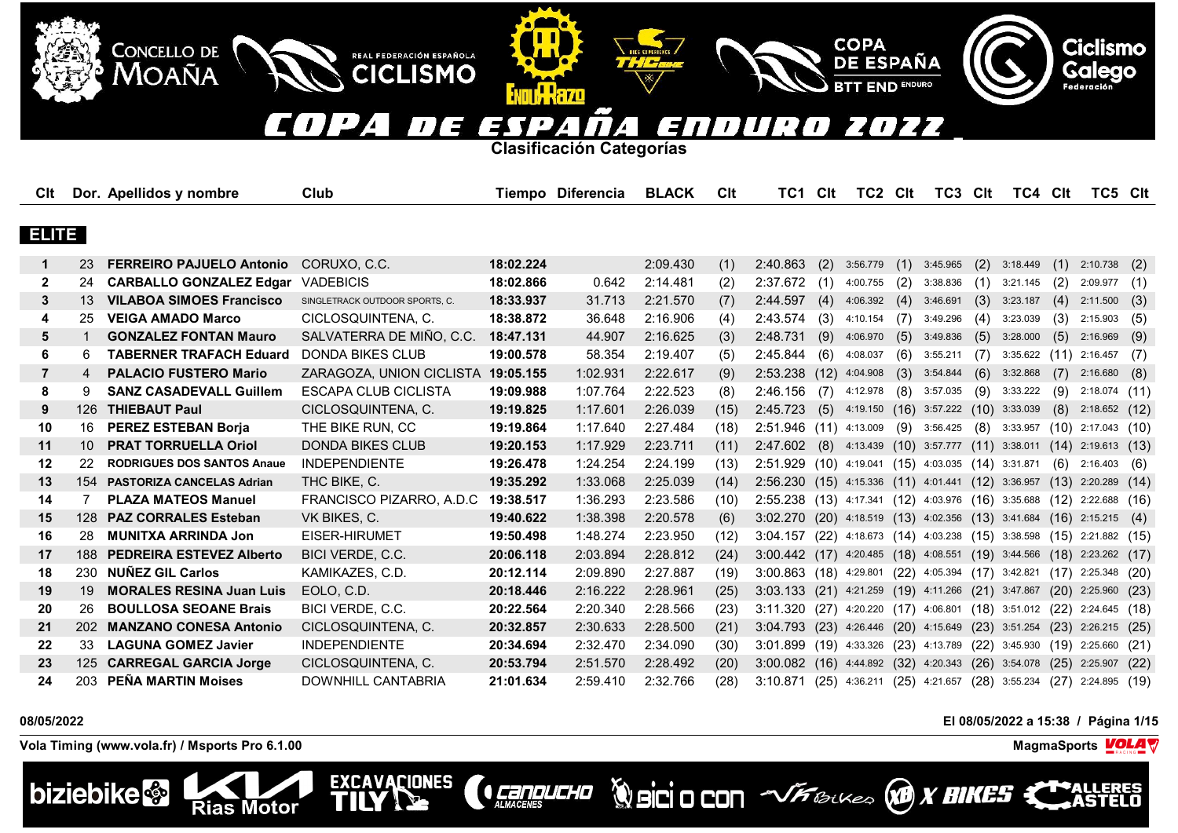# COPA DE ESPAÑA ENDURO 2022

## Clasificación Categorías

### ELITE

| Clt | Dor. | Apellidos y nombre | Club | Tiempo | Diferencia | BLACK | Clt | TC1 | Clt | TC2 | Clt | TC3 | Clt | TC4 | Clt | TC5 | Clt |
|---|---|---|---|---|---|---|---|---|---|---|---|---|---|---|---|---|---|
| 1 | 23 | **FERREIRO PAJUELO Antonio** | CORUXO, C.C. | **18:02.224** | | 2:09.430 | (1) | 2:40.863 | (2) | 3:56.779 | (1) | 3:45.965 | (2) | 3:18.449 | (1) | 2:10.738 | (2) |
| 2 | 24 | **CARBALLO GONZALEZ Edgar** | VADEBICIS | **18:02.866** | 0.642 | 2:14.481 | (2) | 2:37.672 | (1) | 4:00.755 | (2) | 3:38.836 | (1) | 3:21.145 | (2) | 2:09.977 | (1) |
| 3 | 13 | **VILABOA SIMOES Francisco** | SINGLETRACK OUTDOOR SPORTS, C. | **18:33.937** | 31.713 | 2:21.570 | (7) | 2:44.597 | (4) | 4:06.392 | (4) | 3:46.691 | (3) | 3:23.187 | (4) | 2:11.500 | (3) |
| 4 | 25 | **VEIGA AMADO Marco** | CICLOSQUINTENA, C. | **18:38.872** | 36.648 | 2:16.906 | (4) | 2:43.574 | (3) | 4:10.154 | (7) | 3:49.296 | (4) | 3:23.039 | (3) | 2:15.903 | (5) |
| 5 | 1 | **GONZALEZ FONTAN Mauro** | SALVATERRA DE MIÑO, C.C. | **18:47.131** | 44.907 | 2:16.625 | (3) | 2:48.731 | (9) | 4:06.970 | (5) | 3:49.836 | (5) | 3:28.000 | (5) | 2:16.969 | (9) |
| 6 | 6 | **TABERNER TRAFACH Eduard** | DONDA BIKES CLUB | **19:00.578** | 58.354 | 2:19.407 | (5) | 2:45.844 | (6) | 4:08.037 | (6) | 3:55.211 | (7) | 3:35.622 | (11) | 2:16.457 | (7) |
| 7 | 4 | **PALACIO FUSTERO Mario** | ZARAGOZA, UNION CICLISTA | **19:05.155** | 1:02.931 | 2:22.617 | (9) | 2:53.238 | (12) | 4:04.908 | (3) | 3:54.844 | (6) | 3:32.868 | (7) | 2:16.680 | (8) |
| 8 | 9 | **SANZ CASADEVALL Guillem** | ESCAPA CLUB CICLISTA | **19:09.988** | 1:07.764 | 2:22.523 | (8) | 2:46.156 | (7) | 4:12.978 | (8) | 3:57.035 | (9) | 3:33.222 | (9) | 2:18.074 | (11) |
| 9 | 126 | **THIEBAUT Paul** | CICLOSQUINTENA, C. | **19:19.825** | 1:17.601 | 2:26.039 | (15) | 2:45.723 | (5) | 4:19.150 | (16) | 3:57.222 | (10) | 3:33.039 | (8) | 2:18.652 | (12) |
| 10 | 16 | **PEREZ ESTEBAN Borja** | THE BIKE RUN, CC | **19:19.864** | 1:17.640 | 2:27.484 | (18) | 2:51.946 | (11) | 4:13.009 | (9) | 3:56.425 | (8) | 3:33.957 | (10) | 2:17.043 | (10) |
| 11 | 10 | **PRAT TORRUELLA Oriol** | DONDA BIKES CLUB | **19:20.153** | 1:17.929 | 2:23.711 | (11) | 2:47.602 | (8) | 4:13.439 | (10) | 3:57.777 | (11) | 3:38.011 | (14) | 2:19.613 | (13) |
| 12 | 22 | **RODRIGUES DOS SANTOS Anaue** | INDEPENDIENTE | **19:26.478** | 1:24.254 | 2:24.199 | (13) | 2:51.929 | (10) | 4:19.041 | (15) | 4:03.035 | (14) | 3:31.871 | (6) | 2:16.403 | (6) |
| 13 | 154 | **PASTORIZA CANCELAS Adrian** | THC BIKE, C. | **19:35.292** | 1:33.068 | 2:25.039 | (14) | 2:56.230 | (15) | 4:15.336 | (11) | 4:01.441 | (12) | 3:36.957 | (13) | 2:20.289 | (14) |
| 14 | 7 | **PLAZA MATEOS Manuel** | FRANCISCO PIZARRO, A.D.C | **19:38.517** | 1:36.293 | 2:23.586 | (10) | 2:55.238 | (13) | 4:17.341 | (12) | 4:03.976 | (16) | 3:35.688 | (12) | 2:22.688 | (16) |
| 15 | 128 | **PAZ CORRALES Esteban** | VK BIKES, C. | **19:40.622** | 1:38.398 | 2:20.578 | (6) | 3:02.270 | (20) | 4:18.519 | (13) | 4:02.356 | (13) | 3:41.684 | (16) | 2:15.215 | (4) |
| 16 | 28 | **MUNITXA ARRINDA Jon** | EISER-HIRUMET | **19:50.498** | 1:48.274 | 2:23.950 | (12) | 3:04.157 | (22) | 4:18.673 | (14) | 4:03.238 | (15) | 3:38.598 | (15) | 2:21.882 | (15) |
| 17 | 188 | **PEDREIRA ESTEVEZ Alberto** | BICI VERDE, C.C. | **20:06.118** | 2:03.894 | 2:28.812 | (24) | 3:00.442 | (17) | 4:20.485 | (18) | 4:08.551 | (19) | 3:44.566 | (18) | 2:23.262 | (17) |
| 18 | 230 | **NUÑEZ GIL Carlos** | KAMIKAZES, C.D. | **20:12.114** | 2:09.890 | 2:27.887 | (19) | 3:00.863 | (18) | 4:29.801 | (22) | 4:05.394 | (17) | 3:42.821 | (17) | 2:25.348 | (20) |
| 19 | 19 | **MORALES RESINA Juan Luis** | EOLO, C.D. | **20:18.446** | 2:16.222 | 2:28.961 | (25) | 3:03.133 | (21) | 4:21.259 | (19) | 4:11.266 | (21) | 3:47.867 | (20) | 2:25.960 | (23) |
| 20 | 26 | **BOULLOSA SEOANE Brais** | BICI VERDE, C.C. | **20:22.564** | 2:20.340 | 2:28.566 | (23) | 3:11.320 | (27) | 4:20.220 | (17) | 4:06.801 | (18) | 3:51.012 | (22) | 2:24.645 | (18) |
| 21 | 202 | **MANZANO CONESA Antonio** | CICLOSQUINTENA, C. | **20:32.857** | 2:30.633 | 2:28.500 | (21) | 3:04.793 | (23) | 4:26.446 | (20) | 4:15.649 | (23) | 3:51.254 | (23) | 2:26.215 | (25) |
| 22 | 33 | **LAGUNA GOMEZ Javier** | INDEPENDIENTE | **20:34.694** | 2:32.470 | 2:34.090 | (30) | 3:01.899 | (19) | 4:33.326 | (23) | 4:13.789 | (22) | 3:45.930 | (19) | 2:25.660 | (21) |
| 23 | 125 | **CARREGAL GARCIA Jorge** | CICLOSQUINTENA, C. | **20:53.794** | 2:51.570 | 2:28.492 | (20) | 3:00.082 | (16) | 4:44.892 | (32) | 4:20.343 | (26) | 3:54.078 | (25) | 2:25.907 | (22) |
| 24 | 203 | **PEÑA MARTIN Moises** | DOWNHILL CANTABRIA | **21:01.634** | 2:59.410 | 2:32.766 | (28) | 3:10.871 | (25) | 4:36.211 | (25) | 4:21.657 | (28) | 3:55.234 | (27) | 2:24.895 | (19) |

08/05/2022 — El 08/05/2022 a 15:38

Vola Timing (www.vola.fr) / Msports Pro 6.1.00 — MagmaSports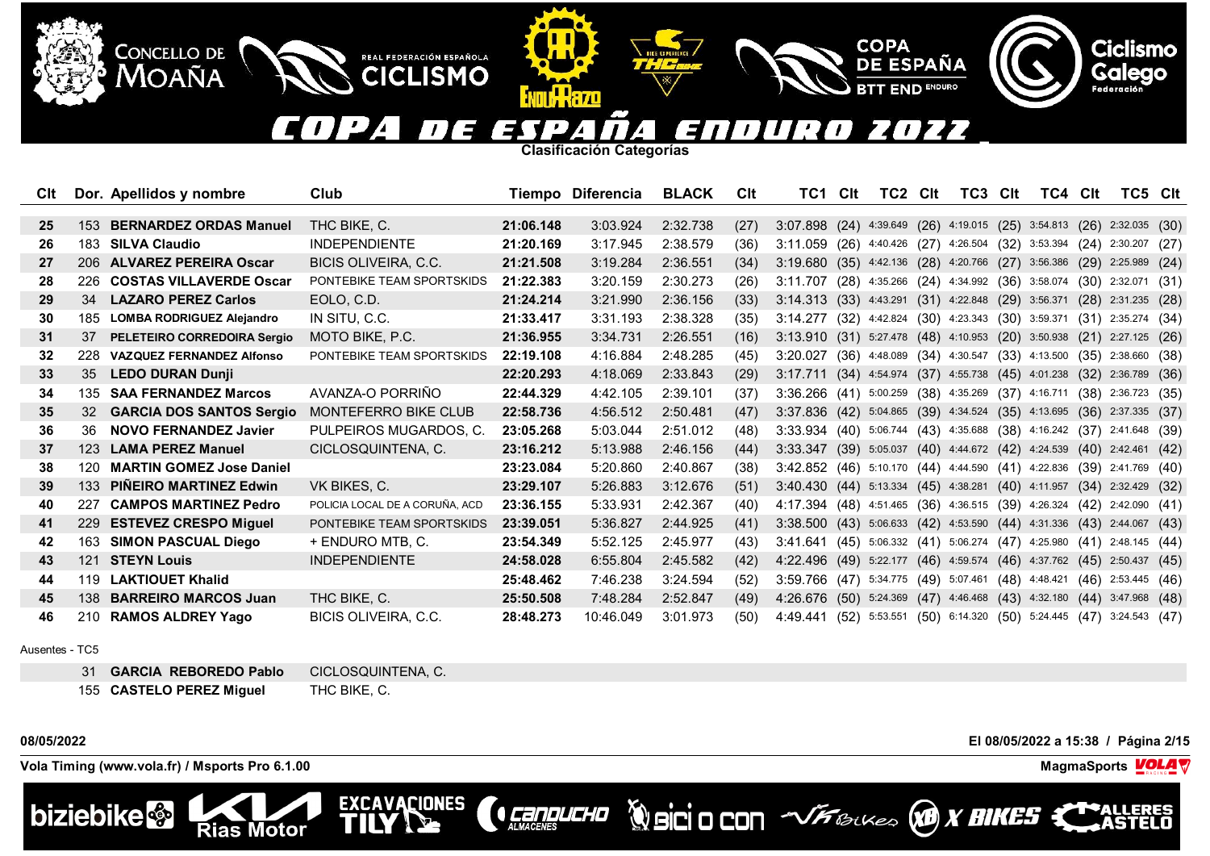# COPA DE ESPAÑA ENDURO 2022

**Clasificación Categorías**

| Clt | Dor. | Apellidos y nombre | Club | Tiempo | Diferencia | BLACK | Clt | TC1 | Clt | TC2 | Clt | TC3 | Clt | TC4 | Clt | TC5 | Clt |
|---|---|---|---|---|---|---|---|---|---|---|---|---|---|---|---|---|---|
| 25 | 153 | **BERNARDEZ ORDAS Manuel** | THC BIKE, C. | **21:06.148** | 3:03.924 | 2:32.738 | (27) | 3:07.898 | (24) | 4:39.649 | (26) | 4:19.015 | (25) | 3:54.813 | (26) | 2:32.035 | (30) |
| 26 | 183 | **SILVA Claudio** | INDEPENDIENTE | **21:20.169** | 3:17.945 | 2:38.579 | (36) | 3:11.059 | (26) | 4:40.426 | (27) | 4:26.504 | (32) | 3:53.394 | (24) | 2:30.207 | (27) |
| 27 | 206 | **ALVAREZ PEREIRA Oscar** | BICIS OLIVEIRA, C.C. | **21:21.508** | 3:19.284 | 2:36.551 | (34) | 3:19.680 | (35) | 4:42.136 | (28) | 4:20.766 | (27) | 3:56.386 | (29) | 2:25.989 | (24) |
| 28 | 226 | **COSTAS VILLAVERDE Oscar** | PONTEBIKE TEAM SPORTSKIDS | **21:22.383** | 3:20.159 | 2:30.273 | (26) | 3:11.707 | (28) | 4:35.266 | (24) | 4:34.992 | (36) | 3:58.074 | (30) | 2:32.071 | (31) |
| 29 | 34 | **LAZARO PEREZ Carlos** | EOLO, C.D. | **21:24.214** | 3:21.990 | 2:36.156 | (33) | 3:14.313 | (33) | 4:43.291 | (31) | 4:22.848 | (29) | 3:56.371 | (28) | 2:31.235 | (28) |
| 30 | 185 | **LOMBA RODRIGUEZ Alejandro** | IN SITU, C.C. | **21:33.417** | 3:31.193 | 2:38.328 | (35) | 3:14.277 | (32) | 4:42.824 | (30) | 4:23.343 | (30) | 3:59.371 | (31) | 2:35.274 | (34) |
| 31 | 37 | **PELETEIRO CORREDOIRA Sergio** | MOTO BIKE, P.C. | **21:36.955** | 3:34.731 | 2:26.551 | (16) | 3:13.910 | (31) | 5:27.478 | (48) | 4:10.953 | (20) | 3:50.938 | (21) | 2:27.125 | (26) |
| 32 | 228 | **VAZQUEZ FERNANDEZ Alfonso** | PONTEBIKE TEAM SPORTSKIDS | **22:19.108** | 4:16.884 | 2:48.285 | (45) | 3:20.027 | (36) | 4:48.089 | (34) | 4:30.547 | (33) | 4:13.500 | (35) | 2:38.660 | (38) |
| 33 | 35 | **LEDO DURAN Dunji** | | **22:20.293** | 4:18.069 | 2:33.843 | (29) | 3:17.711 | (34) | 4:54.974 | (37) | 4:55.738 | (45) | 4:01.238 | (32) | 2:36.789 | (36) |
| 34 | 135 | **SAA FERNANDEZ Marcos** | AVANZA-O PORRIÑO | **22:44.329** | 4:42.105 | 2:39.101 | (37) | 3:36.266 | (41) | 5:00.259 | (38) | 4:35.269 | (37) | 4:16.711 | (38) | 2:36.723 | (35) |
| 35 | 32 | **GARCIA DOS SANTOS Sergio** | MONTEFERRO BIKE CLUB | **22:58.736** | 4:56.512 | 2:50.481 | (47) | 3:37.836 | (42) | 5:04.865 | (39) | 4:34.524 | (35) | 4:13.695 | (36) | 2:37.335 | (37) |
| 36 | 36 | **NOVO FERNANDEZ Javier** | PULPEIROS MUGARDOS, C. | **23:05.268** | 5:03.044 | 2:51.012 | (48) | 3:33.934 | (40) | 5:06.744 | (43) | 4:35.688 | (38) | 4:16.242 | (37) | 2:41.648 | (39) |
| 37 | 123 | **LAMA PEREZ Manuel** | CICLOSQUINTENA, C. | **23:16.212** | 5:13.988 | 2:46.156 | (44) | 3:33.347 | (39) | 5:05.037 | (40) | 4:44.672 | (42) | 4:24.539 | (40) | 2:42.461 | (42) |
| 38 | 120 | **MARTIN GOMEZ Jose Daniel** | | **23:23.084** | 5:20.860 | 2:40.867 | (38) | 3:42.852 | (46) | 5:10.170 | (44) | 4:44.590 | (41) | 4:22.836 | (39) | 2:41.769 | (40) |
| 39 | 133 | **PIÑEIRO MARTINEZ Edwin** | VK BIKES, C. | **23:29.107** | 5:26.883 | 3:12.676 | (51) | 3:40.430 | (44) | 5:13.334 | (45) | 4:38.281 | (40) | 4:11.957 | (34) | 2:32.429 | (32) |
| 40 | 227 | **CAMPOS MARTINEZ Pedro** | POLICIA LOCAL DE A CORUÑA, ACD | **23:36.155** | 5:33.931 | 2:42.367 | (40) | 4:17.394 | (48) | 4:51.465 | (36) | 4:36.515 | (39) | 4:26.324 | (42) | 2:42.090 | (41) |
| 41 | 229 | **ESTEVEZ CRESPO Miguel** | PONTEBIKE TEAM SPORTSKIDS | **23:39.051** | 5:36.827 | 2:44.925 | (41) | 3:38.500 | (43) | 5:06.633 | (42) | 4:53.590 | (44) | 4:31.336 | (43) | 2:44.067 | (43) |
| 42 | 163 | **SIMON PASCUAL Diego** | + ENDURO MTB, C. | **23:54.349** | 5:52.125 | 2:45.977 | (43) | 3:41.641 | (45) | 5:06.332 | (41) | 5:06.274 | (47) | 4:25.980 | (41) | 2:48.145 | (44) |
| 43 | 121 | **STEYN Louis** | INDEPENDIENTE | **24:58.028** | 6:55.804 | 2:45.582 | (42) | 4:22.496 | (49) | 5:22.177 | (46) | 4:59.574 | (46) | 4:37.762 | (45) | 2:50.437 | (45) |
| 44 | 119 | **LAKTIOUET Khalid** | | **25:48.462** | 7:46.238 | 3:24.594 | (52) | 3:59.766 | (47) | 5:34.775 | (49) | 5:07.461 | (48) | 4:48.421 | (46) | 2:53.445 | (46) |
| 45 | 138 | **BARREIRO MARCOS Juan** | THC BIKE, C. | **25:50.508** | 7:48.284 | 2:52.847 | (49) | 4:26.676 | (50) | 5:24.369 | (47) | 4:46.468 | (43) | 4:32.180 | (44) | 3:47.968 | (48) |
| 46 | 210 | **RAMOS ALDREY Yago** | BICIS OLIVEIRA, C.C. | **28:48.273** | 10:46.049 | 3:01.973 | (50) | 4:49.441 | (52) | 5:53.551 | (50) | 6:14.320 | (50) | 5:24.445 | (47) | 3:24.543 | (47) |

Ausentes - TC5

| Dor. | Apellidos y nombre | Club |
|---|---|---|
| 31 | **GARCIA REBOREDO Pablo** | CICLOSQUINTENA, C. |
| 155 | **CASTELO PEREZ Miguel** | THC BIKE, C. |

**08/05/2022**

**El 08/05/2022 a 15:38**

**Vola Timing (www.vola.fr) / Msports Pro 6.1.00**

**MagmaSports**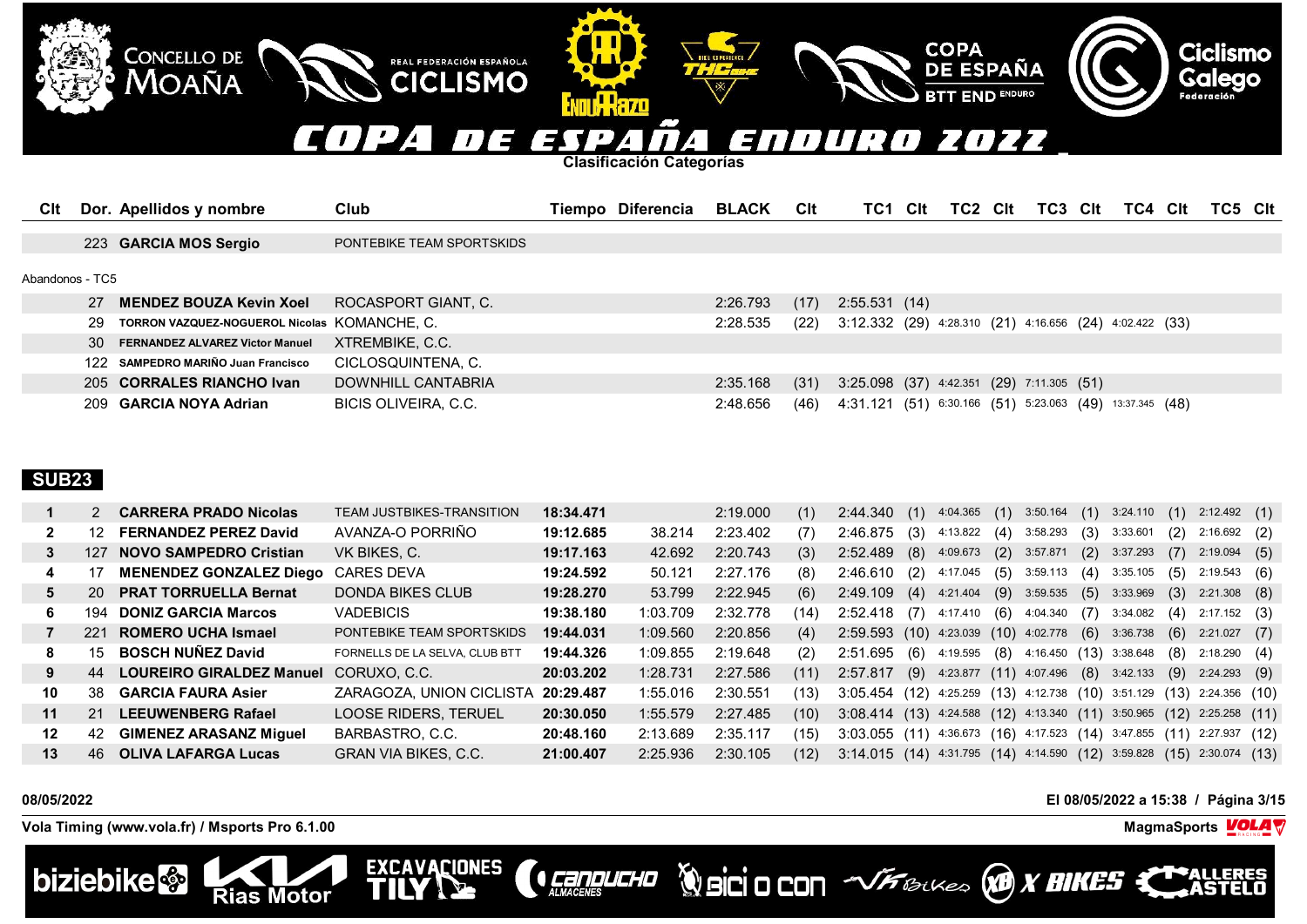# COPA DE ESPAÑA ENDURO 2022

**Clasificación Categorías**

| Clt | Dor. | Apellidos y nombre | Club | Tiempo | Diferencia | BLACK | Clt | TC1 | Clt | TC2 | Clt | TC3 | Clt | TC4 | Clt | TC5 | Clt |
|---|---|---|---|---|---|---|---|---|---|---|---|---|---|---|---|---|---|
| | 223 | **GARCIA MOS Sergio** | PONTEBIKE TEAM SPORTSKIDS | | | | | | | | | | | | | | |

Abandonos - TC5

| Clt | Dor. | Apellidos y nombre | Club | Tiempo | Diferencia | BLACK | Clt | TC1 | Clt | TC2 | Clt | TC3 | Clt | TC4 | Clt | TC5 | Clt |
|---|---|---|---|---|---|---|---|---|---|---|---|---|---|---|---|---|---|
| | 27 | **MENDEZ BOUZA Kevin Xoel** | ROCASPORT GIANT, C. | | | 2:26.793 | (17) | 2:55.531 | (14) | | | | | | | | |
| | 29 | **TORRON VAZQUEZ-NOGUEROL Nicolas** | KOMANCHE, C. | | | 2:28.535 | (22) | 3:12.332 | (29) | 4:28.310 | (21) | 4:16.656 | (24) | 4:02.422 | (33) | | |
| | 30 | **FERNANDEZ ALVAREZ Victor Manuel** | XTREMBIKE, C.C. | | | | | | | | | | | | | | |
| | 122 | **SAMPEDRO MARIÑO Juan Francisco** | CICLOSQUINTENA, C. | | | | | | | | | | | | | | |
| | 205 | **CORRALES RIANCHO Ivan** | DOWNHILL CANTABRIA | | | 2:35.168 | (31) | 3:25.098 | (37) | 4:42.351 | (29) | 7:11.305 | (51) | | | | |
| | 209 | **GARCIA NOYA Adrian** | BICIS OLIVEIRA, C.C. | | | 2:48.656 | (46) | 4:31.121 | (51) | 6:30.166 | (51) | 5:23.063 | (49) | 13:37.345 | (48) | | |

## SUB23

| Clt | Dor. | Apellidos y nombre | Club | Tiempo | Diferencia | BLACK | Clt | TC1 | Clt | TC2 | Clt | TC3 | Clt | TC4 | Clt | TC5 | Clt |
|---|---|---|---|---|---|---|---|---|---|---|---|---|---|---|---|---|---|
| 1 | 2 | **CARRERA PRADO Nicolas** | TEAM JUSTBIKES-TRANSITION | **18:34.471** | | 2:19.000 | (1) | 2:44.340 | (1) | 4:04.365 | (1) | 3:50.164 | (1) | 3:24.110 | (1) | 2:12.492 | (1) |
| 2 | 12 | **FERNANDEZ PEREZ David** | AVANZA-O PORRIÑO | **19:12.685** | 38.214 | 2:23.402 | (7) | 2:46.875 | (3) | 4:13.822 | (4) | 3:58.293 | (3) | 3:33.601 | (2) | 2:16.692 | (2) |
| 3 | 127 | **NOVO SAMPEDRO Cristian** | VK BIKES, C. | **19:17.163** | 42.692 | 2:20.743 | (3) | 2:52.489 | (8) | 4:09.673 | (2) | 3:57.871 | (2) | 3:37.293 | (7) | 2:19.094 | (5) |
| 4 | 17 | **MENENDEZ GONZALEZ Diego** | CARES DEVA | **19:24.592** | 50.121 | 2:27.176 | (8) | 2:46.610 | (2) | 4:17.045 | (5) | 3:59.113 | (4) | 3:35.105 | (5) | 2:19.543 | (6) |
| 5 | 20 | **PRAT TORRUELLA Bernat** | DONDA BIKES CLUB | **19:28.270** | 53.799 | 2:22.945 | (6) | 2:49.109 | (4) | 4:21.404 | (9) | 3:59.535 | (5) | 3:33.969 | (3) | 2:21.308 | (8) |
| 6 | 194 | **DONIZ GARCIA Marcos** | VADEBICIS | **19:38.180** | 1:03.709 | 2:32.778 | (14) | 2:52.418 | (7) | 4:17.410 | (6) | 4:04.340 | (7) | 3:34.082 | (4) | 2:17.152 | (3) |
| 7 | 221 | **ROMERO UCHA Ismael** | PONTEBIKE TEAM SPORTSKIDS | **19:44.031** | 1:09.560 | 2:20.856 | (4) | 2:59.593 | (10) | 4:23.039 | (10) | 4:02.778 | (6) | 3:36.738 | (6) | 2:21.027 | (7) |
| 8 | 15 | **BOSCH NUÑEZ David** | FORNELLS DE LA SELVA, CLUB BTT | **19:44.326** | 1:09.855 | 2:19.648 | (2) | 2:51.695 | (6) | 4:19.595 | (8) | 4:16.450 | (13) | 3:38.648 | (8) | 2:18.290 | (4) |
| 9 | 44 | **LOUREIRO GIRALDEZ Manuel** | CORUXO, C.C. | **20:03.202** | 1:28.731 | 2:27.586 | (11) | 2:57.817 | (9) | 4:23.877 | (11) | 4:07.496 | (8) | 3:42.133 | (9) | 2:24.293 | (9) |
| 10 | 38 | **GARCIA FAURA Asier** | ZARAGOZA, UNION CICLISTA | **20:29.487** | 1:55.016 | 2:30.551 | (13) | 3:05.454 | (12) | 4:25.259 | (13) | 4:12.738 | (10) | 3:51.129 | (13) | 2:24.356 | (10) |
| 11 | 21 | **LEEUWENBERG Rafael** | LOOSE RIDERS, TERUEL | **20:30.050** | 1:55.579 | 2:27.485 | (10) | 3:08.414 | (13) | 4:24.588 | (12) | 4:13.340 | (11) | 3:50.965 | (12) | 2:25.258 | (11) |
| 12 | 42 | **GIMENEZ ARASANZ Miguel** | BARBASTRO, C.C. | **20:48.160** | 2:13.689 | 2:35.117 | (15) | 3:03.055 | (11) | 4:36.673 | (16) | 4:17.523 | (14) | 3:47.855 | (11) | 2:27.937 | (12) |
| 13 | 46 | **OLIVA LAFARGA Lucas** | GRAN VIA BIKES, C.C. | **21:00.407** | 2:25.936 | 2:30.105 | (12) | 3:14.015 | (14) | 4:31.795 | (14) | 4:14.590 | (12) | 3:59.828 | (15) | 2:30.074 | (13) |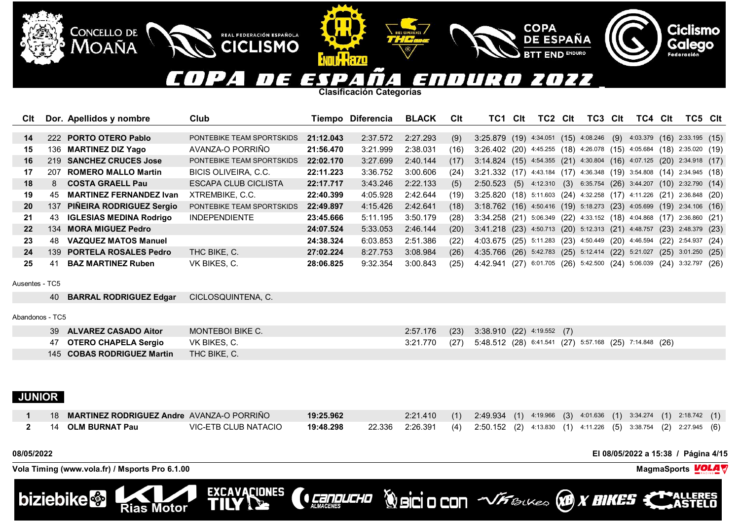# COPA DE ESPAÑA ENDURO 2022

**Clasificación Categorías**

| Clt | Dor. | Apellidos y nombre | Club | Tiempo | Diferencia | BLACK | Clt | TC1 | Clt | TC2 | Clt | TC3 | Clt | TC4 | Clt | TC5 | Clt |
|---|---|---|---|---|---|---|---|---|---|---|---|---|---|---|---|---|---|
| 14 | 222 | **PORTO OTERO Pablo** | PONTEBIKE TEAM SPORTSKIDS | **21:12.043** | 2:37.572 | 2:27.293 | (9) | 3:25.879 | (19) | 4:34.051 | (15) | 4:08.246 | (9) | 4:03.379 | (16) | 2:33.195 | (15) |
| 15 | 136 | **MARTINEZ DIZ Yago** | AVANZA-O PORRIÑO | **21:56.470** | 3:21.999 | 2:38.031 | (16) | 3:26.402 | (20) | 4:45.255 | (18) | 4:26.078 | (15) | 4:05.684 | (18) | 2:35.020 | (19) |
| 16 | 219 | **SANCHEZ CRUCES Jose** | PONTEBIKE TEAM SPORTSKIDS | **22:02.170** | 3:27.699 | 2:40.144 | (17) | 3:14.824 | (15) | 4:54.355 | (21) | 4:30.804 | (16) | 4:07.125 | (20) | 2:34.918 | (17) |
| 17 | 207 | **ROMERO MALLO Martin** | BICIS OLIVEIRA, C.C. | **22:11.223** | 3:36.752 | 3:00.606 | (24) | 3:21.332 | (17) | 4:43.184 | (17) | 4:36.348 | (19) | 3:54.808 | (14) | 2:34.945 | (18) |
| 18 | 8 | **COSTA GRAELL Pau** | ESCAPA CLUB CICLISTA | **22:17.717** | 3:43.246 | 2:22.133 | (5) | 2:50.523 | (5) | 4:12.310 | (3) | 6:35.754 | (26) | 3:44.207 | (10) | 2:32.790 | (14) |
| 19 | 45 | **MARTINEZ FERNANDEZ Ivan** | XTREMBIKE, C.C. | **22:40.399** | 4:05.928 | 2:42.644 | (19) | 3:25.820 | (18) | 5:11.603 | (24) | 4:32.258 | (17) | 4:11.226 | (21) | 2:36.848 | (20) |
| 20 | 137 | **PIÑEIRA RODRIGUEZ Sergio** | PONTEBIKE TEAM SPORTSKIDS | **22:49.897** | 4:15.426 | 2:42.641 | (18) | 3:18.762 | (16) | 4:50.416 | (19) | 5:18.273 | (23) | 4:05.699 | (19) | 2:34.106 | (16) |
| 21 | 43 | **IGLESIAS MEDINA Rodrigo** | INDEPENDIENTE | **23:45.666** | 5:11.195 | 3:50.179 | (28) | 3:34.258 | (21) | 5:06.349 | (22) | 4:33.152 | (18) | 4:04.868 | (17) | 2:36.860 | (21) |
| 22 | 134 | **MORA MIGUEZ Pedro** | | **24:07.524** | 5:33.053 | 2:46.144 | (20) | 3:41.218 | (23) | 4:50.713 | (20) | 5:12.313 | (21) | 4:48.757 | (23) | 2:48.379 | (23) |
| 23 | 48 | **VAZQUEZ MATOS Manuel** | | **24:38.324** | 6:03.853 | 2:51.386 | (22) | 4:03.675 | (25) | 5:11.283 | (23) | 4:50.449 | (20) | 4:46.594 | (22) | 2:54.937 | (24) |
| 24 | 139 | **PORTELA ROSALES Pedro** | THC BIKE, C. | **27:02.224** | 8:27.753 | 3:08.984 | (26) | 4:35.766 | (26) | 5:42.783 | (25) | 5:12.414 | (22) | 5:21.027 | (25) | 3:01.250 | (25) |
| 25 | 41 | **BAZ MARTINEZ Ruben** | VK BIKES, C. | **28:06.825** | 9:32.354 | 3:00.843 | (25) | 4:42.941 | (27) | 6:01.705 | (26) | 5:42.500 | (24) | 5:06.039 | (24) | 3:32.797 | (26) |

Ausentes - TC5

| Dor. | Apellidos y nombre | Club |
|---|---|---|
| 40 | **BARRAL RODRIGUEZ Edgar** | CICLOSQUINTENA, C. |

Abandonos - TC5

| Dor. | Apellidos y nombre | Club | BLACK | Clt | TC1 | Clt | TC2 | Clt | TC3 | Clt | TC4 | Clt |
|---|---|---|---|---|---|---|---|---|---|---|---|---|
| 39 | **ALVAREZ CASADO Aitor** | MONTEBOI BIKE C. | 2:57.176 | (23) | 3:38.910 | (22) | 4:19.552 | (7) | | | | |
| 47 | **OTERO CHAPELA Sergio** | VK BIKES, C. | 3:21.770 | (27) | 5:48.512 | (28) | 6:41.541 | (27) | 5:57.168 | (25) | 7:14.848 | (26) |
| 145 | **COBAS RODRIGUEZ Martin** | THC BIKE, C. | | | | | | | | | | |

## JUNIOR

| Clt | Dor. | Apellidos y nombre | Club | Tiempo | Diferencia | BLACK | Clt | TC1 | Clt | TC2 | Clt | TC3 | Clt | TC4 | Clt | TC5 | Clt |
|---|---|---|---|---|---|---|---|---|---|---|---|---|---|---|---|---|---|
| 1 | 18 | **MARTINEZ RODRIGUEZ Andre** | AVANZA-O PORRIÑO | **19:25.962** | | 2:21.410 | (1) | 2:49.934 | (1) | 4:19.966 | (3) | 4:01.636 | (1) | 3:34.274 | (1) | 2:18.742 | (1) |
| 2 | 14 | **OLM BURNAT Pau** | VIC-ETB CLUB NATACIO | **19:48.298** | 22.336 | 2:26.391 | (4) | 2:50.152 | (2) | 4:13.830 | (1) | 4:11.226 | (5) | 3:38.754 | (2) | 2:27.945 | (6) |

08/05/2022 — El 08/05/2022 a 15:38

Vola Timing (www.vola.fr) / Msports Pro 6.1.00 — MagmaSports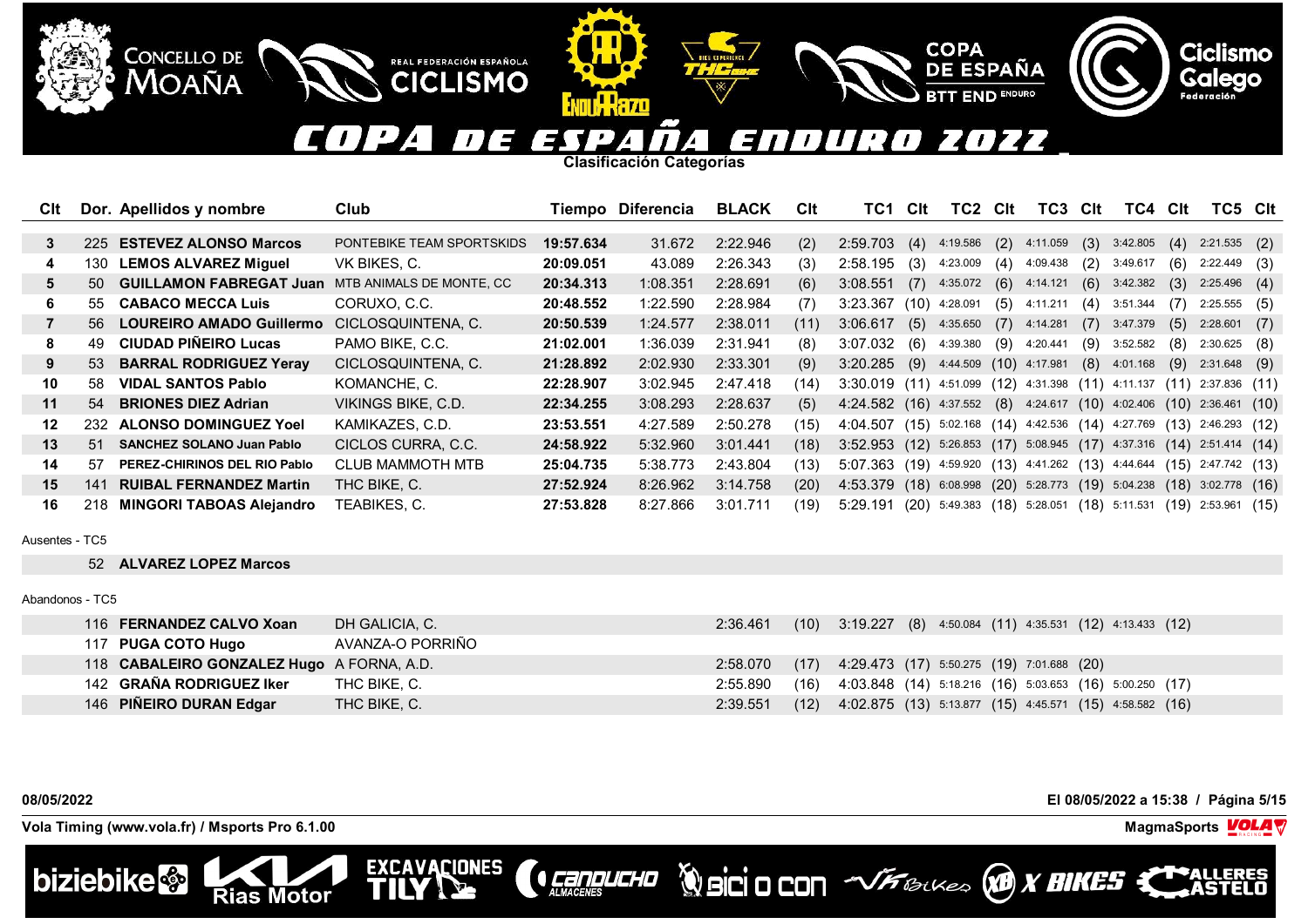# COPA DE ESPAÑA ENDURO 2022

## Clasificación Categorías

| Clt | Dor. | Apellidos y nombre | Club | Tiempo | Diferencia | BLACK | Clt | TC1 | Clt | TC2 | Clt | TC3 | Clt | TC4 | Clt | TC5 | Clt |
|---|---|---|---|---|---|---|---|---|---|---|---|---|---|---|---|---|---|
| 3 | 225 | **ESTEVEZ ALONSO Marcos** | PONTEBIKE TEAM SPORTSKIDS | **19:57.634** | 31.672 | 2:22.946 | (2) | 2:59.703 | (4) | 4:19.586 | (2) | 4:11.059 | (3) | 3:42.805 | (4) | 2:21.535 | (2) |
| 4 | 130 | **LEMOS ALVAREZ Miguel** | VK BIKES, C. | **20:09.051** | 43.089 | 2:26.343 | (3) | 2:58.195 | (3) | 4:23.009 | (4) | 4:09.438 | (2) | 3:49.617 | (6) | 2:22.449 | (3) |
| 5 | 50 | **GUILLAMON FABREGAT Juan** | MTB ANIMALS DE MONTE, CC | **20:34.313** | 1:08.351 | 2:28.691 | (6) | 3:08.551 | (7) | 4:35.072 | (6) | 4:14.121 | (6) | 3:42.382 | (3) | 2:25.496 | (4) |
| 6 | 55 | **CABACO MECCA Luis** | CORUXO, C.C. | **20:48.552** | 1:22.590 | 2:28.984 | (7) | 3:23.367 | (10) | 4:28.091 | (5) | 4:11.211 | (4) | 3:51.344 | (7) | 2:25.555 | (5) |
| 7 | 56 | **LOUREIRO AMADO Guillermo** | CICLOSQUINTENA, C. | **20:50.539** | 1:24.577 | 2:38.011 | (11) | 3:06.617 | (5) | 4:35.650 | (7) | 4:14.281 | (7) | 3:47.379 | (5) | 2:28.601 | (7) |
| 8 | 49 | **CIUDAD PIÑEIRO Lucas** | PAMO BIKE, C.C. | **21:02.001** | 1:36.039 | 2:31.941 | (8) | 3:07.032 | (6) | 4:39.380 | (9) | 4:20.441 | (9) | 3:52.582 | (8) | 2:30.625 | (8) |
| 9 | 53 | **BARRAL RODRIGUEZ Yeray** | CICLOSQUINTENA, C. | **21:28.892** | 2:02.930 | 2:33.301 | (9) | 3:20.285 | (9) | 4:44.509 | (10) | 4:17.981 | (8) | 4:01.168 | (9) | 2:31.648 | (9) |
| 10 | 58 | **VIDAL SANTOS Pablo** | KOMANCHE, C. | **22:28.907** | 3:02.945 | 2:47.418 | (14) | 3:30.019 | (11) | 4:51.099 | (12) | 4:31.398 | (11) | 4:11.137 | (11) | 2:37.836 | (11) |
| 11 | 54 | **BRIONES DIEZ Adrian** | VIKINGS BIKE, C.D. | **22:34.255** | 3:08.293 | 2:28.637 | (5) | 4:24.582 | (16) | 4:37.552 | (8) | 4:24.617 | (10) | 4:02.406 | (10) | 2:36.461 | (10) |
| 12 | 232 | **ALONSO DOMINGUEZ Yoel** | KAMIKAZES, C.D. | **23:53.551** | 4:27.589 | 2:50.278 | (15) | 4:04.507 | (15) | 5:02.168 | (14) | 4:42.536 | (14) | 4:27.769 | (13) | 2:46.293 | (12) |
| 13 | 51 | **SANCHEZ SOLANO Juan Pablo** | CICLOS CURRA, C.C. | **24:58.922** | 5:32.960 | 3:01.441 | (18) | 3:52.953 | (12) | 5:26.853 | (17) | 5:08.945 | (17) | 4:37.316 | (14) | 2:51.414 | (14) |
| 14 | 57 | **PEREZ-CHIRINOS DEL RIO Pablo** | CLUB MAMMOTH MTB | **25:04.735** | 5:38.773 | 2:43.804 | (13) | 5:07.363 | (19) | 4:59.920 | (13) | 4:41.262 | (13) | 4:44.644 | (15) | 2:47.742 | (13) |
| 15 | 141 | **RUIBAL FERNANDEZ Martin** | THC BIKE, C. | **27:52.924** | 8:26.962 | 3:14.758 | (20) | 4:53.379 | (18) | 6:08.998 | (20) | 5:28.773 | (19) | 5:04.238 | (18) | 3:02.778 | (16) |
| 16 | 218 | **MINGORI TABOAS Alejandro** | TEABIKES, C. | **27:53.828** | 8:27.866 | 3:01.711 | (19) | 5:29.191 | (20) | 5:49.383 | (18) | 5:28.051 | (18) | 5:11.531 | (19) | 2:53.961 | (15) |

Ausentes - TC5

| Clt | Dor. | Apellidos y nombre | Club |
|---|---|---|---|
| | 52 | **ALVAREZ LOPEZ Marcos** | |

Abandonos - TC5

| Clt | Dor. | Apellidos y nombre | Club | Tiempo | Diferencia | BLACK | Clt | TC1 | Clt | TC2 | Clt | TC3 | Clt | TC4 | Clt | TC5 | Clt |
|---|---|---|---|---|---|---|---|---|---|---|---|---|---|---|---|---|---|
| | 116 | **FERNANDEZ CALVO Xoan** | DH GALICIA, C. | | | 2:36.461 | (10) | 3:19.227 | (8) | 4:50.084 | (11) | 4:35.531 | (12) | 4:13.433 | (12) | | |
| | 117 | **PUGA COTO Hugo** | AVANZA-O PORRIÑO | | | | | | | | | | | | | | |
| | 118 | **CABALEIRO GONZALEZ Hugo** | A FORNA, A.D. | | | 2:58.070 | (17) | 4:29.473 | (17) | 5:50.275 | (19) | 7:01.688 | (20) | | | | |
| | 142 | **GRAÑA RODRIGUEZ Iker** | THC BIKE, C. | | | 2:55.890 | (16) | 4:03.848 | (14) | 5:18.216 | (16) | 5:03.653 | (16) | 5:00.250 | (17) | | |
| | 146 | **PIÑEIRO DURAN Edgar** | THC BIKE, C. | | | 2:39.551 | (12) | 4:02.875 | (13) | 5:13.877 | (15) | 4:45.571 | (15) | 4:58.582 | (16) | | |

08/05/2022 — El 08/05/2022 a 15:38

Vola Timing (www.vola.fr) / Msports Pro 6.1.00 — MagmaSports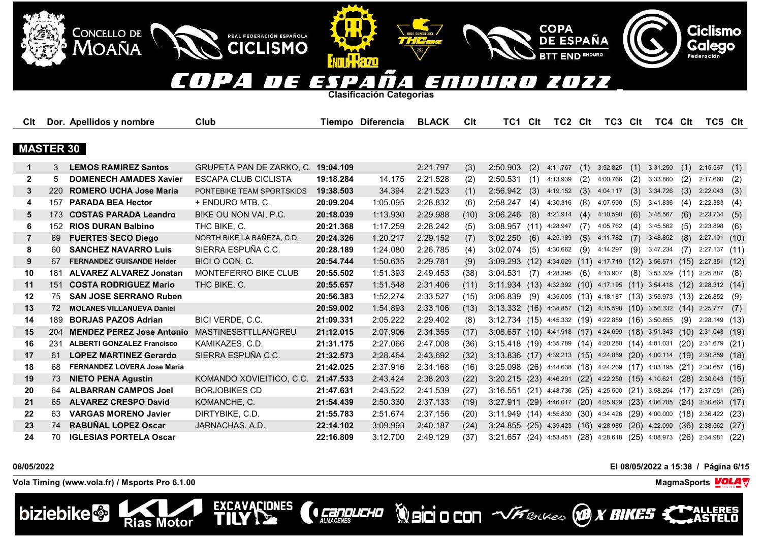# COPA DE ESPAÑA ENDURO 2022

**Clasificación Categorías**

## MASTER 30

| Clt | Dor. | Apellidos y nombre | Club | Tiempo | Diferencia | BLACK | Clt | TC1 | Clt | TC2 | Clt | TC3 | Clt | TC4 | Clt | TC5 | Clt |
|---|---|---|---|---|---|---|---|---|---|---|---|---|---|---|---|---|---|
| 1 | 3 | **LEMOS RAMIREZ Santos** | GRUPETA PAN DE ZARKO, C. | **19:04.109** | | 2:21.797 | (3) | 2:50.903 | (2) | 4:11.767 | (1) | 3:52.825 | (1) | 3:31.250 | (1) | 2:15.567 | (1) |
| 2 | 5 | **DOMENECH AMADES Xavier** | ESCAPA CLUB CICLISTA | **19:18.284** | 14.175 | 2:21.528 | (2) | 2:50.531 | (1) | 4:13.939 | (2) | 4:00.766 | (2) | 3:33.860 | (2) | 2:17.660 | (2) |
| 3 | 220 | **ROMERO UCHA Jose Maria** | PONTEBIKE TEAM SPORTSKIDS | **19:38.503** | 34.394 | 2:21.523 | (1) | 2:56.942 | (3) | 4:19.152 | (3) | 4:04.117 | (3) | 3:34.726 | (3) | 2:22.043 | (3) |
| 4 | 157 | **PARADA BEA Hector** | + ENDURO MTB, C. | **20:09.204** | 1:05.095 | 2:28.832 | (6) | 2:58.247 | (4) | 4:30.316 | (8) | 4:07.590 | (5) | 3:41.836 | (4) | 2:22.383 | (4) |
| 5 | 173 | **COSTAS PARADA Leandro** | BIKE OU NON VAI, P.C. | **20:18.039** | 1:13.930 | 2:29.988 | (10) | 3:06.246 | (8) | 4:21.914 | (4) | 4:10.590 | (6) | 3:45.567 | (6) | 2:23.734 | (5) |
| 6 | 152 | **RIOS DURAN Balbino** | THC BIKE, C. | **20:21.368** | 1:17.259 | 2:28.242 | (5) | 3:08.957 | (11) | 4:28.947 | (7) | 4:05.762 | (4) | 3:45.562 | (5) | 2:23.898 | (6) |
| 7 | 69 | **FUERTES SECO Diego** | NORTH BIKE LA BAÑEZA, C.D. | **20:24.326** | 1:20.217 | 2:29.152 | (7) | 3:02.250 | (6) | 4:25.189 | (5) | 4:11.782 | (7) | 3:48.852 | (8) | 2:27.101 | (10) |
| 8 | 60 | **SANCHEZ NAVARRO Luis** | SIERRA ESPUÑA C.C. | **20:28.189** | 1:24.080 | 2:26.785 | (4) | 3:02.074 | (5) | 4:30.662 | (9) | 4:14.297 | (9) | 3:47.234 | (7) | 2:27.137 | (11) |
| 9 | 67 | **FERNANDEZ GUISANDE Helder** | BICI O CON, C. | **20:54.744** | 1:50.635 | 2:29.781 | (9) | 3:09.293 | (12) | 4:34.029 | (11) | 4:17.719 | (12) | 3:56.571 | (15) | 2:27.351 | (12) |
| 10 | 181 | **ALVAREZ ALVAREZ Jonatan** | MONTEFERRO BIKE CLUB | **20:55.502** | 1:51.393 | 2:49.453 | (38) | 3:04.531 | (7) | 4:28.395 | (6) | 4:13.907 | (8) | 3:53.329 | (11) | 2:25.887 | (8) |
| 11 | 151 | **COSTA RODRIGUEZ Mario** | THC BIKE, C. | **20:55.657** | 1:51.548 | 2:31.406 | (11) | 3:11.934 | (13) | 4:32.392 | (10) | 4:17.195 | (11) | 3:54.418 | (12) | 2:28.312 | (14) |
| 12 | 75 | **SAN JOSE SERRANO Ruben** | | **20:56.383** | 1:52.274 | 2:33.527 | (15) | 3:06.839 | (9) | 4:35.005 | (13) | 4:18.187 | (13) | 3:55.973 | (13) | 2:26.852 | (9) |
| 13 | 72 | **MOLANES VILLANUEVA Daniel** | | **20:59.002** | 1:54.893 | 2:33.106 | (13) | 3:13.332 | (16) | 4:34.857 | (12) | 4:15.598 | (10) | 3:56.332 | (14) | 2:25.777 | (7) |
| 14 | 189 | **BORJAS PAZOS Adrian** | BICI VERDE, C.C. | **21:09.331** | 2:05.222 | 2:29.402 | (8) | 3:12.734 | (15) | 4:45.332 | (19) | 4:22.859 | (16) | 3:50.855 | (9) | 2:28.149 | (13) |
| 15 | 204 | **MENDEZ PEREZ Jose Antonio** | MASTINESBTTLLANGREU | **21:12.015** | 2:07.906 | 2:34.355 | (17) | 3:08.657 | (10) | 4:41.918 | (17) | 4:24.699 | (18) | 3:51.343 | (10) | 2:31.043 | (19) |
| 16 | 231 | **ALBERTI GONZALEZ Francisco** | KAMIKAZES, C.D. | **21:31.175** | 2:27.066 | 2:47.008 | (36) | 3:15.418 | (19) | 4:35.789 | (14) | 4:20.250 | (14) | 4:01.031 | (20) | 2:31.679 | (21) |
| 17 | 61 | **LOPEZ MARTINEZ Gerardo** | SIERRA ESPUÑA C.C. | **21:32.573** | 2:28.464 | 2:43.692 | (32) | 3:13.836 | (17) | 4:39.213 | (15) | 4:24.859 | (20) | 4:00.114 | (19) | 2:30.859 | (18) |
| 18 | 68 | **FERNANDEZ LOVERA Jose Maria** | | **21:42.025** | 2:37.916 | 2:34.168 | (16) | 3:25.098 | (26) | 4:44.638 | (18) | 4:24.269 | (17) | 4:03.195 | (21) | 2:30.657 | (16) |
| 19 | 73 | **NIETO PENA Agustin** | KOMANDO XOVIEITICO, C.C. | **21:47.533** | 2:43.424 | 2:38.203 | (22) | 3:20.215 | (23) | 4:46.201 | (22) | 4:22.250 | (15) | 4:10.621 | (28) | 2:30.043 | (15) |
| 20 | 64 | **ALBARRAN CAMPOS Joel** | BORJOBIKES CD | **21:47.631** | 2:43.522 | 2:41.539 | (27) | 3:16.551 | (21) | 4:48.736 | (25) | 4:25.500 | (21) | 3:58.254 | (17) | 2:37.051 | (26) |
| 21 | 65 | **ALVAREZ CRESPO David** | KOMANCHE, C. | **21:54.439** | 2:50.330 | 2:37.133 | (19) | 3:27.911 | (29) | 4:46.017 | (20) | 4:25.929 | (23) | 4:06.785 | (24) | 2:30.664 | (17) |
| 22 | 63 | **VARGAS MORENO Javier** | DIRTYBIKE, C.D. | **21:55.783** | 2:51.674 | 2:37.156 | (20) | 3:11.949 | (14) | 4:55.830 | (30) | 4:34.426 | (29) | 4:00.000 | (18) | 2:36.422 | (23) |
| 23 | 74 | **RABUÑAL LOPEZ Oscar** | JARNACHAS, A.D. | **22:14.102** | 3:09.993 | 2:40.187 | (24) | 3:24.855 | (25) | 4:39.423 | (16) | 4:28.985 | (26) | 4:22.090 | (36) | 2:38.562 | (27) |
| 24 | 70 | **IGLESIAS PORTELA Oscar** | | **22:16.809** | 3:12.700 | 2:49.129 | (37) | 3:21.657 | (24) | 4:53.451 | (28) | 4:28.618 | (25) | 4:08.973 | (26) | 2:34.981 | (22) |

08/05/2022

El 08/05/2022 a 15:38

Vola Timing (www.vola.fr) / Msports Pro 6.1.00

MagmaSports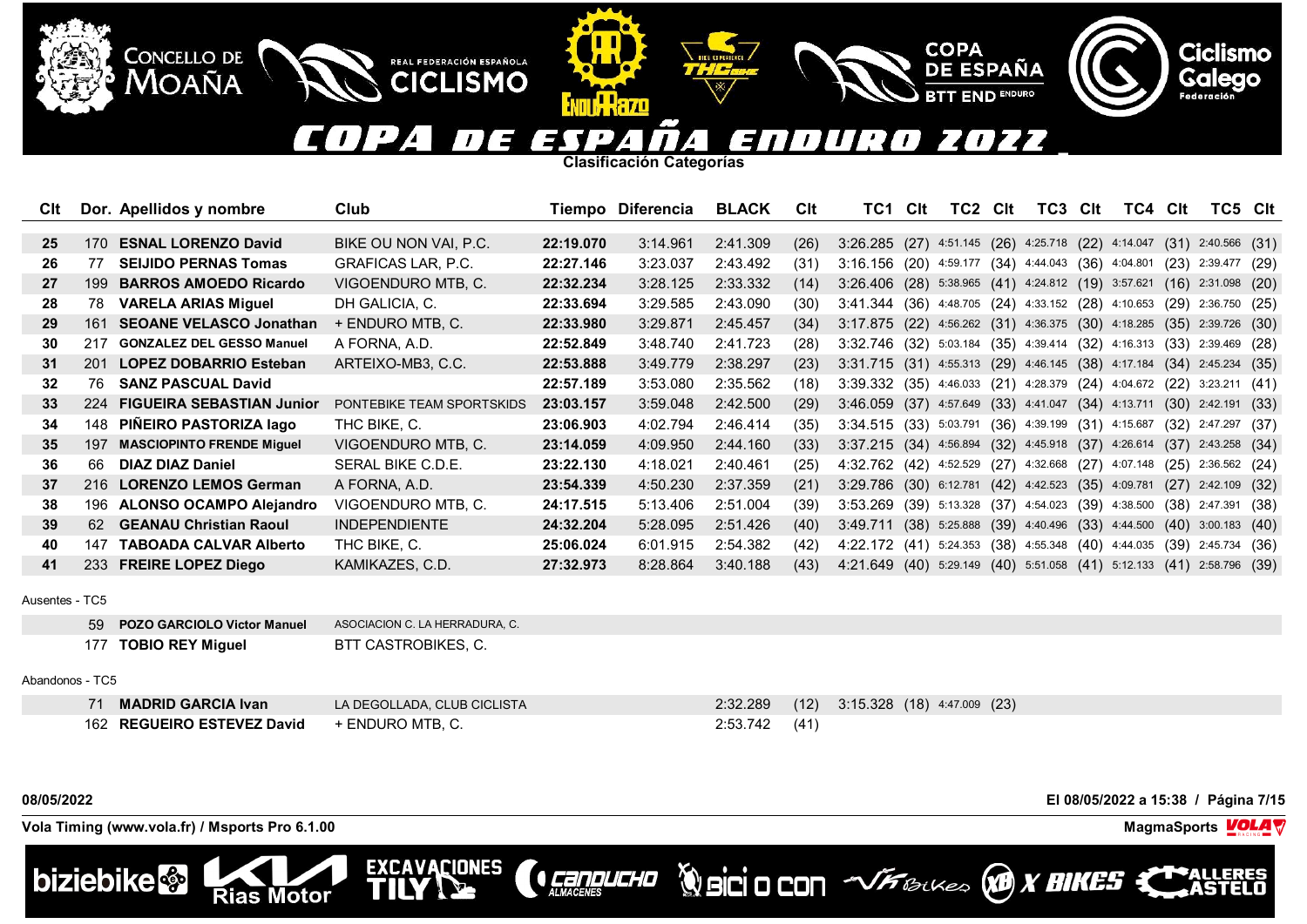# COPA DE ESPAÑA ENDURO 2022

**Clasificación Categorías**

| Clt | Dor. | Apellidos y nombre | Club | Tiempo | Diferencia | BLACK | Clt | TC1 | Clt | TC2 | Clt | TC3 | Clt | TC4 | Clt | TC5 | Clt |
|---|---|---|---|---|---|---|---|---|---|---|---|---|---|---|---|---|---|
| 25 | 170 | **ESNAL LORENZO David** | BIKE OU NON VAI, P.C. | **22:19.070** | 3:14.961 | 2:41.309 | (26) | 3:26.285 | (27) | 4:51.145 | (26) | 4:25.718 | (22) | 4:14.047 | (31) | 2:40.566 | (31) |
| 26 | 77 | **SEIJIDO PERNAS Tomas** | GRAFICAS LAR, P.C. | **22:27.146** | 3:23.037 | 2:43.492 | (31) | 3:16.156 | (20) | 4:59.177 | (34) | 4:44.043 | (36) | 4:04.801 | (23) | 2:39.477 | (29) |
| 27 | 199 | **BARROS AMOEDO Ricardo** | VIGOENDURO MTB, C. | **22:32.234** | 3:28.125 | 2:33.332 | (14) | 3:26.406 | (28) | 5:38.965 | (41) | 4:24.812 | (19) | 3:57.621 | (16) | 2:31.098 | (20) |
| 28 | 78 | **VARELA ARIAS Miguel** | DH GALICIA, C. | **22:33.694** | 3:29.585 | 2:43.090 | (30) | 3:41.344 | (36) | 4:48.705 | (24) | 4:33.152 | (28) | 4:10.653 | (29) | 2:36.750 | (25) |
| 29 | 161 | **SEOANE VELASCO Jonathan** | + ENDURO MTB, C. | **22:33.980** | 3:29.871 | 2:45.457 | (34) | 3:17.875 | (22) | 4:56.262 | (31) | 4:36.375 | (30) | 4:18.285 | (35) | 2:39.726 | (30) |
| 30 | 217 | **GONZALEZ DEL GESSO Manuel** | A FORNA, A.D. | **22:52.849** | 3:48.740 | 2:41.723 | (28) | 3:32.746 | (32) | 5:03.184 | (35) | 4:39.414 | (32) | 4:16.313 | (33) | 2:39.469 | (28) |
| 31 | 201 | **LOPEZ DOBARRIO Esteban** | ARTEIXO-MB3, C.C. | **22:53.888** | 3:49.779 | 2:38.297 | (23) | 3:31.715 | (31) | 4:55.313 | (29) | 4:46.145 | (38) | 4:17.184 | (34) | 2:45.234 | (35) |
| 32 | 76 | **SANZ PASCUAL David** | | **22:57.189** | 3:53.080 | 2:35.562 | (18) | 3:39.332 | (35) | 4:46.033 | (21) | 4:28.379 | (24) | 4:04.672 | (22) | 3:23.211 | (41) |
| 33 | 224 | **FIGUEIRA SEBASTIAN Junior** | PONTEBIKE TEAM SPORTSKIDS | **23:03.157** | 3:59.048 | 2:42.500 | (29) | 3:46.059 | (37) | 4:57.649 | (33) | 4:41.047 | (34) | 4:13.711 | (30) | 2:42.191 | (33) |
| 34 | 148 | **PIÑEIRO PASTORIZA Iago** | THC BIKE, C. | **23:06.903** | 4:02.794 | 2:46.414 | (35) | 3:34.515 | (33) | 5:03.791 | (36) | 4:39.199 | (31) | 4:15.687 | (32) | 2:47.297 | (37) |
| 35 | 197 | **MASCIOPINTO FRENDE Miguel** | VIGOENDURO MTB, C. | **23:14.059** | 4:09.950 | 2:44.160 | (33) | 3:37.215 | (34) | 4:56.894 | (32) | 4:45.918 | (37) | 4:26.614 | (37) | 2:43.258 | (34) |
| 36 | 66 | **DIAZ DIAZ Daniel** | SERAL BIKE C.D.E. | **23:22.130** | 4:18.021 | 2:40.461 | (25) | 4:32.762 | (42) | 4:52.529 | (27) | 4:32.668 | (27) | 4:07.148 | (25) | 2:36.562 | (24) |
| 37 | 216 | **LORENZO LEMOS German** | A FORNA, A.D. | **23:54.339** | 4:50.230 | 2:37.359 | (21) | 3:29.786 | (30) | 6:12.781 | (42) | 4:42.523 | (35) | 4:09.781 | (27) | 2:42.109 | (32) |
| 38 | 196 | **ALONSO OCAMPO Alejandro** | VIGOENDURO MTB, C. | **24:17.515** | 5:13.406 | 2:51.004 | (39) | 3:53.269 | (39) | 5:13.328 | (37) | 4:54.023 | (39) | 4:38.500 | (38) | 2:47.391 | (38) |
| 39 | 62 | **GEANAU Christian Raoul** | INDEPENDIENTE | **24:32.204** | 5:28.095 | 2:51.426 | (40) | 3:49.711 | (38) | 5:25.888 | (39) | 4:40.496 | (33) | 4:44.500 | (40) | 3:00.183 | (40) |
| 40 | 147 | **TABOADA CALVAR Alberto** | THC BIKE, C. | **25:06.024** | 6:01.915 | 2:54.382 | (42) | 4:22.172 | (41) | 5:24.353 | (38) | 4:55.348 | (40) | 4:44.035 | (39) | 2:45.734 | (36) |
| 41 | 233 | **FREIRE LOPEZ Diego** | KAMIKAZES, C.D. | **27:32.973** | 8:28.864 | 3:40.188 | (43) | 4:21.649 | (40) | 5:29.149 | (40) | 5:51.058 | (41) | 5:12.133 | (41) | 2:58.796 | (39) |

Ausentes - TC5

| Dor. | Apellidos y nombre | Club |
|---|---|---|
| 59 | **POZO GARCIOLO Victor Manuel** | ASOCIACION C. LA HERRADURA, C. |
| 177 | **TOBIO REY Miguel** | BTT CASTROBIKES, C. |

Abandonos - TC5

| Dor. | Apellidos y nombre | Club | BLACK | Clt | TC1 | Clt | TC2 | Clt |
|---|---|---|---|---|---|---|---|---|
| 71 | **MADRID GARCIA Ivan** | LA DEGOLLADA, CLUB CICLISTA | 2:32.289 | (12) | 3:15.328 | (18) | 4:47.009 | (23) |
| 162 | **REGUEIRO ESTEVEZ David** | + ENDURO MTB, C. | 2:53.742 | (41) | | | | |

**08/05/2022** **El 08/05/2022 a 15:38 / Página 7/15**

**Vola Timing (www.vola.fr) / Msports Pro 6.1.00** **MagmaSports**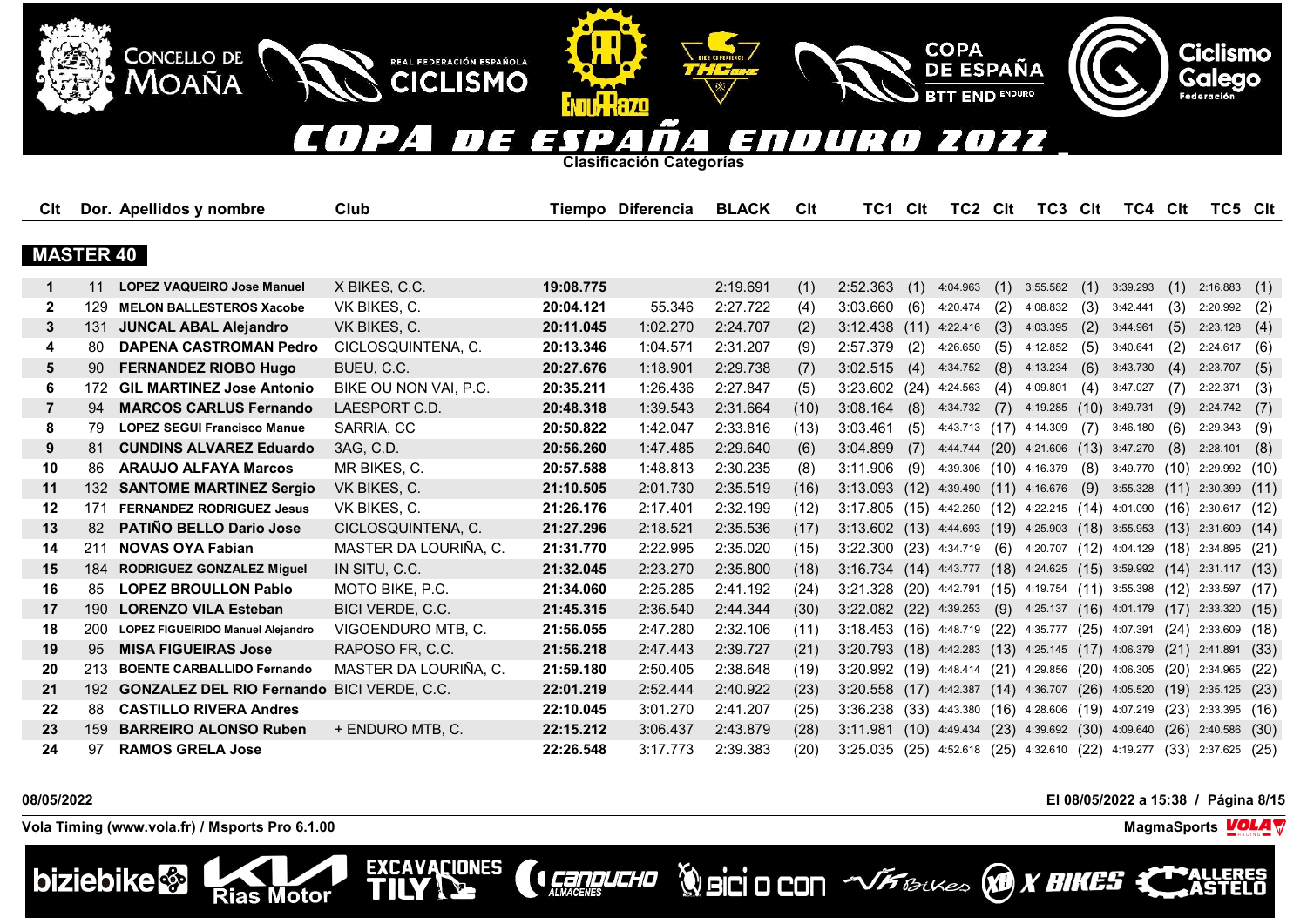# COPA DE ESPAÑA ENDURO 2022

**Clasificación Categorías**

## MASTER 40

| Clt | Dor. | Apellidos y nombre | Club | Tiempo | Diferencia | BLACK | Clt | TC1 | Clt | TC2 | Clt | TC3 | Clt | TC4 | Clt | TC5 | Clt |
|---|---|---|---|---|---|---|---|---|---|---|---|---|---|---|---|---|---|
| 1 | 11 | LOPEZ VAQUEIRO Jose Manuel | X BIKES, C.C. | **19:08.775** | | 2:19.691 | (1) | 2:52.363 | (1) | 4:04.963 | (1) | 3:55.582 | (1) | 3:39.293 | (1) | 2:16.883 | (1) |
| 2 | 129 | MELON BALLESTEROS Xacobe | VK BIKES, C. | **20:04.121** | 55.346 | 2:27.722 | (4) | 3:03.660 | (6) | 4:20.474 | (2) | 4:08.832 | (3) | 3:42.441 | (3) | 2:20.992 | (2) |
| 3 | 131 | JUNCAL ABAL Alejandro | VK BIKES, C. | **20:11.045** | 1:02.270 | 2:24.707 | (2) | 3:12.438 | (11) | 4:22.416 | (3) | 4:03.395 | (2) | 3:44.961 | (5) | 2:23.128 | (4) |
| 4 | 80 | DAPENA CASTROMAN Pedro | CICLOSQUINTENA, C. | **20:13.346** | 1:04.571 | 2:31.207 | (9) | 2:57.379 | (2) | 4:26.650 | (5) | 4:12.852 | (5) | 3:40.641 | (2) | 2:24.617 | (6) |
| 5 | 90 | FERNANDEZ RIOBO Hugo | BUEU, C.C. | **20:27.676** | 1:18.901 | 2:29.738 | (7) | 3:02.515 | (4) | 4:34.752 | (8) | 4:13.234 | (6) | 3:43.730 | (4) | 2:23.707 | (5) |
| 6 | 172 | GIL MARTINEZ Jose Antonio | BIKE OU NON VAI, P.C. | **20:35.211** | 1:26.436 | 2:27.847 | (5) | 3:23.602 | (24) | 4:24.563 | (4) | 4:09.801 | (4) | 3:47.027 | (7) | 2:22.371 | (3) |
| 7 | 94 | MARCOS CARLUS Fernando | LAESPORT C.D. | **20:48.318** | 1:39.543 | 2:31.664 | (10) | 3:08.164 | (8) | 4:34.732 | (7) | 4:19.285 | (10) | 3:49.731 | (9) | 2:24.742 | (7) |
| 8 | 79 | LOPEZ SEGUI Francisco Manue | SARRIA, CC | **20:50.822** | 1:42.047 | 2:33.816 | (13) | 3:03.461 | (5) | 4:43.713 | (17) | 4:14.309 | (7) | 3:46.180 | (6) | 2:29.343 | (9) |
| 9 | 81 | CUNDINS ALVAREZ Eduardo | 3AG, C.D. | **20:56.260** | 1:47.485 | 2:29.640 | (6) | 3:04.899 | (7) | 4:44.744 | (20) | 4:21.606 | (13) | 3:47.270 | (8) | 2:28.101 | (8) |
| 10 | 86 | ARAUJO ALFAYA Marcos | MR BIKES, C. | **20:57.588** | 1:48.813 | 2:30.235 | (8) | 3:11.906 | (9) | 4:39.306 | (10) | 4:16.379 | (8) | 3:49.770 | (10) | 2:29.992 | (10) |
| 11 | 132 | SANTOME MARTINEZ Sergio | VK BIKES, C. | **21:10.505** | 2:01.730 | 2:35.519 | (16) | 3:13.093 | (12) | 4:39.490 | (11) | 4:16.676 | (9) | 3:55.328 | (11) | 2:30.399 | (11) |
| 12 | 171 | FERNANDEZ RODRIGUEZ Jesus | VK BIKES, C. | **21:26.176** | 2:17.401 | 2:32.199 | (12) | 3:17.805 | (15) | 4:42.250 | (12) | 4:22.215 | (14) | 4:01.090 | (16) | 2:30.617 | (12) |
| 13 | 82 | PATIÑO BELLO Dario Jose | CICLOSQUINTENA, C. | **21:27.296** | 2:18.521 | 2:35.536 | (17) | 3:13.602 | (13) | 4:44.693 | (19) | 4:25.903 | (18) | 3:55.953 | (13) | 2:31.609 | (14) |
| 14 | 211 | NOVAS OYA Fabian | MASTER DA LOURIÑA, C. | **21:31.770** | 2:22.995 | 2:35.020 | (15) | 3:22.300 | (23) | 4:34.719 | (6) | 4:20.707 | (12) | 4:04.129 | (18) | 2:34.895 | (21) |
| 15 | 184 | RODRIGUEZ GONZALEZ Miguel | IN SITU, C.C. | **21:32.045** | 2:23.270 | 2:35.800 | (18) | 3:16.734 | (14) | 4:43.777 | (18) | 4:24.625 | (15) | 3:59.992 | (14) | 2:31.117 | (13) |
| 16 | 85 | LOPEZ BROULLON Pablo | MOTO BIKE, P.C. | **21:34.060** | 2:25.285 | 2:41.192 | (24) | 3:21.328 | (20) | 4:42.791 | (15) | 4:19.754 | (11) | 3:55.398 | (12) | 2:33.597 | (17) |
| 17 | 190 | LORENZO VILA Esteban | BICI VERDE, C.C. | **21:45.315** | 2:36.540 | 2:44.344 | (30) | 3:22.082 | (22) | 4:39.253 | (9) | 4:25.137 | (16) | 4:01.179 | (17) | 2:33.320 | (15) |
| 18 | 200 | LOPEZ FIGUEIRIDO Manuel Alejandro | VIGOENDURO MTB, C. | **21:56.055** | 2:47.280 | 2:32.106 | (11) | 3:18.453 | (16) | 4:48.719 | (22) | 4:35.777 | (25) | 4:07.391 | (24) | 2:33.609 | (18) |
| 19 | 95 | MISA FIGUEIRAS Jose | RAPOSO FR, C.C. | **21:56.218** | 2:47.443 | 2:39.727 | (21) | 3:20.793 | (18) | 4:42.283 | (13) | 4:25.145 | (17) | 4:06.379 | (21) | 2:41.891 | (33) |
| 20 | 213 | BOENTE CARBALLIDO Fernando | MASTER DA LOURIÑA, C. | **21:59.180** | 2:50.405 | 2:38.648 | (19) | 3:20.992 | (19) | 4:48.414 | (21) | 4:29.856 | (20) | 4:06.305 | (20) | 2:34.965 | (22) |
| 21 | 192 | GONZALEZ DEL RIO Fernando | BICI VERDE, C.C. | **22:01.219** | 2:52.444 | 2:40.922 | (23) | 3:20.558 | (17) | 4:42.387 | (14) | 4:36.707 | (26) | 4:05.520 | (19) | 2:35.125 | (23) |
| 22 | 88 | CASTILLO RIVERA Andres | | **22:10.045** | 3:01.270 | 2:41.207 | (25) | 3:36.238 | (33) | 4:43.380 | (16) | 4:28.606 | (19) | 4:07.219 | (23) | 2:33.395 | (16) |
| 23 | 159 | BARREIRO ALONSO Ruben | + ENDURO MTB, C. | **22:15.212** | 3:06.437 | 2:43.879 | (28) | 3:11.981 | (10) | 4:49.434 | (23) | 4:39.692 | (30) | 4:09.640 | (26) | 2:40.586 | (30) |
| 24 | 97 | RAMOS GRELA Jose | | **22:26.548** | 3:17.773 | 2:39.383 | (20) | 3:25.035 | (25) | 4:52.618 | (25) | 4:32.610 | (22) | 4:19.277 | (33) | 2:37.625 | (25) |

08/05/2022

El 08/05/2022 a 15:38

Vola Timing (www.vola.fr) / Msports Pro 6.1.00

MagmaSports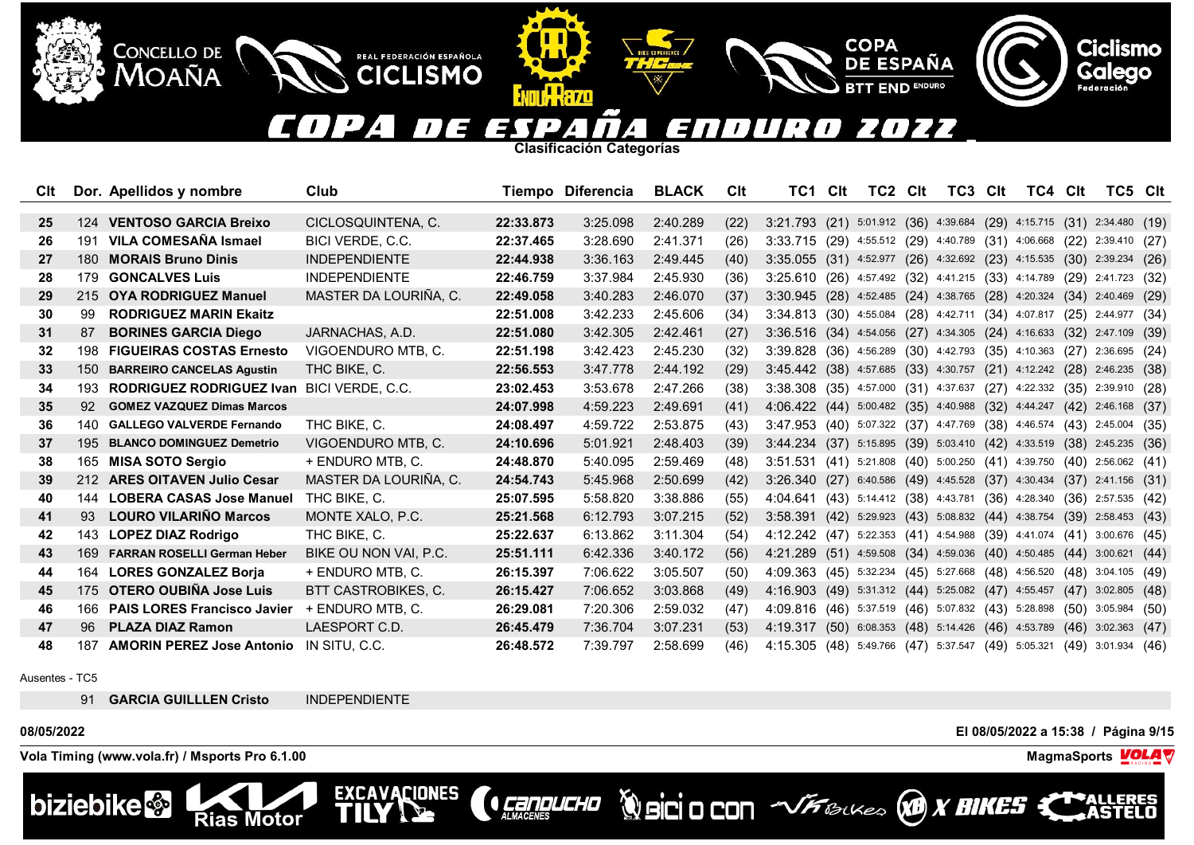# COPA DE ESPAÑA ENDURO 2022

**Clasificación Categorías**

| Clt | Dor. | Apellidos y nombre | Club | Tiempo | Diferencia | BLACK | Clt | TC1 | Clt | TC2 | Clt | TC3 | Clt | TC4 | Clt | TC5 | Clt |
|---|---|---|---|---|---|---|---|---|---|---|---|---|---|---|---|---|---|
| 25 | 124 | **VENTOSO GARCIA Breixo** | CICLOSQUINTENA, C. | **22:33.873** | 3:25.098 | 2:40.289 | (22) | 3:21.793 | (21) | 5:01.912 | (36) | 4:39.684 | (29) | 4:15.715 | (31) | 2:34.480 | (19) |
| 26 | 191 | **VILA COMESAÑA Ismael** | BICI VERDE, C.C. | **22:37.465** | 3:28.690 | 2:41.371 | (26) | 3:33.715 | (29) | 4:55.512 | (29) | 4:40.789 | (31) | 4:06.668 | (22) | 2:39.410 | (27) |
| 27 | 180 | **MORAIS Bruno Dinis** | INDEPENDIENTE | **22:44.938** | 3:36.163 | 2:49.445 | (40) | 3:35.055 | (31) | 4:52.977 | (26) | 4:32.692 | (23) | 4:15.535 | (30) | 2:39.234 | (26) |
| 28 | 179 | **GONCALVES Luis** | INDEPENDIENTE | **22:46.759** | 3:37.984 | 2:45.930 | (36) | 3:25.610 | (26) | 4:57.492 | (32) | 4:41.215 | (33) | 4:14.789 | (29) | 2:41.723 | (32) |
| 29 | 215 | **OYA RODRIGUEZ Manuel** | MASTER DA LOURIÑA, C. | **22:49.058** | 3:40.283 | 2:46.070 | (37) | 3:30.945 | (28) | 4:52.485 | (24) | 4:38.765 | (28) | 4:20.324 | (34) | 2:40.469 | (29) |
| 30 | 99 | **RODRIGUEZ MARIN Ekaitz** | | **22:51.008** | 3:42.233 | 2:45.606 | (34) | 3:34.813 | (30) | 4:55.084 | (28) | 4:42.711 | (34) | 4:07.817 | (25) | 2:44.977 | (34) |
| 31 | 87 | **BORINES GARCIA Diego** | JARNACHAS, A.D. | **22:51.080** | 3:42.305 | 2:42.461 | (27) | 3:36.516 | (34) | 4:54.056 | (27) | 4:34.305 | (24) | 4:16.633 | (32) | 2:47.109 | (39) |
| 32 | 198 | **FIGUEIRAS COSTAS Ernesto** | VIGOENDURO MTB, C. | **22:51.198** | 3:42.423 | 2:45.230 | (32) | 3:39.828 | (36) | 4:56.289 | (30) | 4:42.793 | (35) | 4:10.363 | (27) | 2:36.695 | (24) |
| 33 | 150 | **BARREIRO CANCELAS Agustin** | THC BIKE, C. | **22:56.553** | 3:47.778 | 2:44.192 | (29) | 3:45.442 | (38) | 4:57.685 | (33) | 4:30.757 | (21) | 4:12.242 | (28) | 2:46.235 | (38) |
| 34 | 193 | **RODRIGUEZ RODRIGUEZ Ivan** | BICI VERDE, C.C. | **23:02.453** | 3:53.678 | 2:47.266 | (38) | 3:38.308 | (35) | 4:57.000 | (31) | 4:37.637 | (27) | 4:22.332 | (35) | 2:39.910 | (28) |
| 35 | 92 | **GOMEZ VAZQUEZ Dimas Marcos** | | **24:07.998** | 4:59.223 | 2:49.691 | (41) | 4:06.422 | (44) | 5:00.482 | (35) | 4:40.988 | (32) | 4:44.247 | (42) | 2:46.168 | (37) |
| 36 | 140 | **GALLEGO VALVERDE Fernando** | THC BIKE, C. | **24:08.497** | 4:59.722 | 2:53.875 | (43) | 3:47.953 | (40) | 5:07.322 | (37) | 4:47.769 | (38) | 4:46.574 | (43) | 2:45.004 | (35) |
| 37 | 195 | **BLANCO DOMINGUEZ Demetrio** | VIGOENDURO MTB, C. | **24:10.696** | 5:01.921 | 2:48.403 | (39) | 3:44.234 | (37) | 5:15.895 | (39) | 5:03.410 | (42) | 4:33.519 | (38) | 2:45.235 | (36) |
| 38 | 165 | **MISA SOTO Sergio** | + ENDURO MTB, C. | **24:48.870** | 5:40.095 | 2:59.469 | (48) | 3:51.531 | (41) | 5:21.808 | (40) | 5:00.250 | (41) | 4:39.750 | (40) | 2:56.062 | (41) |
| 39 | 212 | **ARES OITAVEN Julio Cesar** | MASTER DA LOURIÑA, C. | **24:54.743** | 5:45.968 | 2:50.699 | (42) | 3:26.340 | (27) | 6:40.586 | (49) | 4:45.528 | (37) | 4:30.434 | (37) | 2:41.156 | (31) |
| 40 | 144 | **LOBERA CASAS Jose Manuel** | THC BIKE, C. | **25:07.595** | 5:58.820 | 3:38.886 | (55) | 4:04.641 | (43) | 5:14.412 | (38) | 4:43.781 | (36) | 4:28.340 | (36) | 2:57.535 | (42) |
| 41 | 93 | **LOURO VILARIÑO Marcos** | MONTE XALO, P.C. | **25:21.568** | 6:12.793 | 3:07.215 | (52) | 3:58.391 | (42) | 5:29.923 | (43) | 5:08.832 | (44) | 4:38.754 | (39) | 2:58.453 | (43) |
| 42 | 143 | **LOPEZ DIAZ Rodrigo** | THC BIKE, C. | **25:22.637** | 6:13.862 | 3:11.304 | (54) | 4:12.242 | (47) | 5:22.353 | (41) | 4:54.988 | (39) | 4:41.074 | (41) | 3:00.676 | (45) |
| 43 | 169 | **FARRAN ROSELLI German Heber** | BIKE OU NON VAI, P.C. | **25:51.111** | 6:42.336 | 3:40.172 | (56) | 4:21.289 | (51) | 4:59.508 | (34) | 4:59.036 | (40) | 4:50.485 | (44) | 3:00.621 | (44) |
| 44 | 164 | **LORES GONZALEZ Borja** | + ENDURO MTB, C. | **26:15.397** | 7:06.622 | 3:05.507 | (50) | 4:09.363 | (45) | 5:32.234 | (45) | 5:27.668 | (48) | 4:56.520 | (48) | 3:04.105 | (49) |
| 45 | 175 | **OTERO OUBIÑA Jose Luis** | BTT CASTROBIKES, C. | **26:15.427** | 7:06.652 | 3:03.868 | (49) | 4:16.903 | (49) | 5:31.312 | (44) | 5:25.082 | (47) | 4:55.457 | (47) | 3:02.805 | (48) |
| 46 | 166 | **PAIS LORES Francisco Javier** | + ENDURO MTB, C. | **26:29.081** | 7:20.306 | 2:59.032 | (47) | 4:09.816 | (46) | 5:37.519 | (46) | 5:07.832 | (43) | 5:28.898 | (50) | 3:05.984 | (50) |
| 47 | 96 | **PLAZA DIAZ Ramon** | LAESPORT C.D. | **26:45.479** | 7:36.704 | 3:07.231 | (53) | 4:19.317 | (50) | 6:08.353 | (48) | 5:14.426 | (46) | 4:53.789 | (46) | 3:02.363 | (47) |
| 48 | 187 | **AMORIN PEREZ Jose Antonio** | IN SITU, C.C. | **26:48.572** | 7:39.797 | 2:58.699 | (46) | 4:15.305 | (48) | 5:49.766 | (47) | 5:37.547 | (49) | 5:05.321 | (49) | 3:01.934 | (46) |

Ausentes - TC5

| Dor. | Apellidos y nombre | Club |
|---|---|---|
| 91 | **GARCIA GUILLLEN Cristo** | INDEPENDIENTE |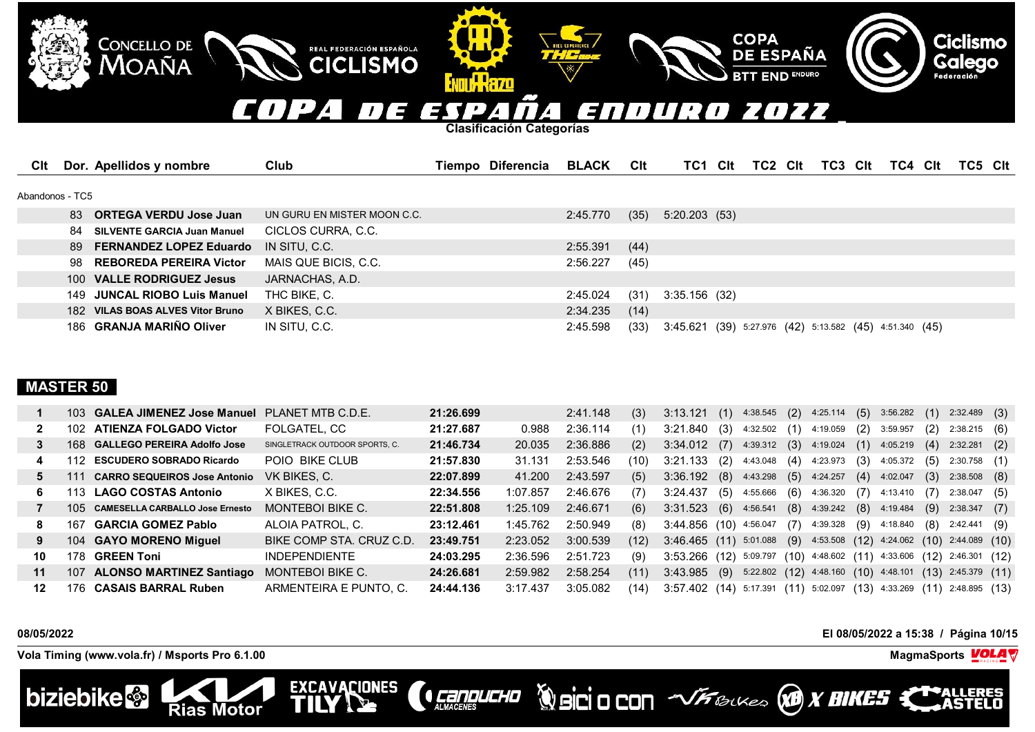# COPA DE ESPAÑA ENDURO 2022

**Clasificación Categorías**

| Clt | Dor. | Apellidos y nombre | Club | Tiempo | Diferencia | BLACK | Clt | TC1 | Clt | TC2 | Clt | TC3 | Clt | TC4 | Clt | TC5 | Clt |
|---|---|---|---|---|---|---|---|---|---|---|---|---|---|---|---|---|---|
| Abandonos - TC5 | | | | | | | | | | | | | | | | | |
| | 83 | **ORTEGA VERDU Jose Juan** | UN GURU EN MISTER MOON C.C. | | | 2:45.770 | (35) | 5:20.203 | (53) | | | | | | | | |
| | 84 | **SILVENTE GARCIA Juan Manuel** | CICLOS CURRA, C.C. | | | | | | | | | | | | | | |
| | 89 | **FERNANDEZ LOPEZ Eduardo** | IN SITU, C.C. | | | 2:55.391 | (44) | | | | | | | | | | |
| | 98 | **REBOREDA PEREIRA Victor** | MAIS QUE BICIS, C.C. | | | 2:56.227 | (45) | | | | | | | | | | |
| | 100 | **VALLE RODRIGUEZ Jesus** | JARNACHAS, A.D. | | | | | | | | | | | | | | |
| | 149 | **JUNCAL RIOBO Luis Manuel** | THC BIKE, C. | | | 2:45.024 | (31) | 3:35.156 | (32) | | | | | | | | |
| | 182 | **VILAS BOAS ALVES Vitor Bruno** | X BIKES, C.C. | | | 2:34.235 | (14) | | | | | | | | | | |
| | 186 | **GRANJA MARIÑO Oliver** | IN SITU, C.C. | | | 2:45.598 | (33) | 3:45.621 | (39) | 5:27.976 | (42) | 5:13.582 | (45) | 4:51.340 | (45) | | |

## MASTER 50

| Clt | Dor. | Apellidos y nombre | Club | Tiempo | Diferencia | BLACK | Clt | TC1 | Clt | TC2 | Clt | TC3 | Clt | TC4 | Clt | TC5 | Clt |
|---|---|---|---|---|---|---|---|---|---|---|---|---|---|---|---|---|---|
| 1 | 103 | **GALEA JIMENEZ Jose Manuel** | PLANET MTB C.D.E. | **21:26.699** | | 2:41.148 | (3) | 3:13.121 | (1) | 4:38.545 | (2) | 4:25.114 | (5) | 3:56.282 | (1) | 2:32.489 | (3) |
| 2 | 102 | **ATIENZA FOLGADO Victor** | FOLGATEL, CC | **21:27.687** | 0.988 | 2:36.114 | (1) | 3:21.840 | (3) | 4:32.502 | (1) | 4:19.059 | (2) | 3:59.957 | (2) | 2:38.215 | (6) |
| 3 | 168 | **GALLEGO PEREIRA Adolfo Jose** | SINGLETRACK OUTDOOR SPORTS, C. | **21:46.734** | 20.035 | 2:36.886 | (2) | 3:34.012 | (7) | 4:39.312 | (3) | 4:19.024 | (1) | 4:05.219 | (4) | 2:32.281 | (2) |
| 4 | 112 | **ESCUDERO SOBRADO Ricardo** | POIO BIKE CLUB | **21:57.830** | 31.131 | 2:53.546 | (10) | 3:21.133 | (2) | 4:43.048 | (4) | 4:23.973 | (3) | 4:05.372 | (5) | 2:30.758 | (1) |
| 5 | 111 | **CARRO SEQUEIROS Jose Antonio** | VK BIKES, C. | **22:07.899** | 41.200 | 2:43.597 | (5) | 3:36.192 | (8) | 4:43.298 | (5) | 4:24.257 | (4) | 4:02.047 | (3) | 2:38.508 | (8) |
| 6 | 113 | **LAGO COSTAS Antonio** | X BIKES, C.C. | **22:34.556** | 1:07.857 | 2:46.676 | (7) | 3:24.437 | (5) | 4:55.666 | (6) | 4:36.320 | (7) | 4:13.410 | (7) | 2:38.047 | (5) |
| 7 | 105 | **CAMESELLA CARBALLO Jose Ernesto** | MONTEBOI BIKE C. | **22:51.808** | 1:25.109 | 2:46.671 | (6) | 3:31.523 | (6) | 4:56.541 | (8) | 4:39.242 | (8) | 4:19.484 | (9) | 2:38.347 | (7) |
| 8 | 167 | **GARCIA GOMEZ Pablo** | ALOIA PATROL, C. | **23:12.461** | 1:45.762 | 2:50.949 | (8) | 3:44.856 | (10) | 4:56.047 | (7) | 4:39.328 | (9) | 4:18.840 | (8) | 2:42.441 | (9) |
| 9 | 104 | **GAYO MORENO Miguel** | BIKE COMP STA. CRUZ C.D. | **23:49.751** | 2:23.052 | 3:00.539 | (12) | 3:46.465 | (11) | 5:01.088 | (9) | 4:53.508 | (12) | 4:24.062 | (10) | 2:44.089 | (10) |
| 10 | 178 | **GREEN Toni** | INDEPENDIENTE | **24:03.295** | 2:36.596 | 2:51.723 | (9) | 3:53.266 | (12) | 5:09.797 | (10) | 4:48.602 | (11) | 4:33.606 | (12) | 2:46.301 | (12) |
| 11 | 107 | **ALONSO MARTINEZ Santiago** | MONTEBOI BIKE C. | **24:26.681** | 2:59.982 | 2:58.254 | (11) | 3:43.985 | (9) | 5:22.802 | (12) | 4:48.160 | (10) | 4:48.101 | (13) | 2:45.379 | (11) |
| 12 | 176 | **CASAIS BARRAL Ruben** | ARMENTEIRA E PUNTO, C. | **24:44.136** | 3:17.437 | 3:05.082 | (14) | 3:57.402 | (14) | 5:17.391 | (11) | 5:02.097 | (13) | 4:33.269 | (11) | 2:48.895 | (13) |

08/05/2022 — El 08/05/2022 a 15:38

Vola Timing (www.vola.fr) / Msports Pro 6.1.00 — MagmaSports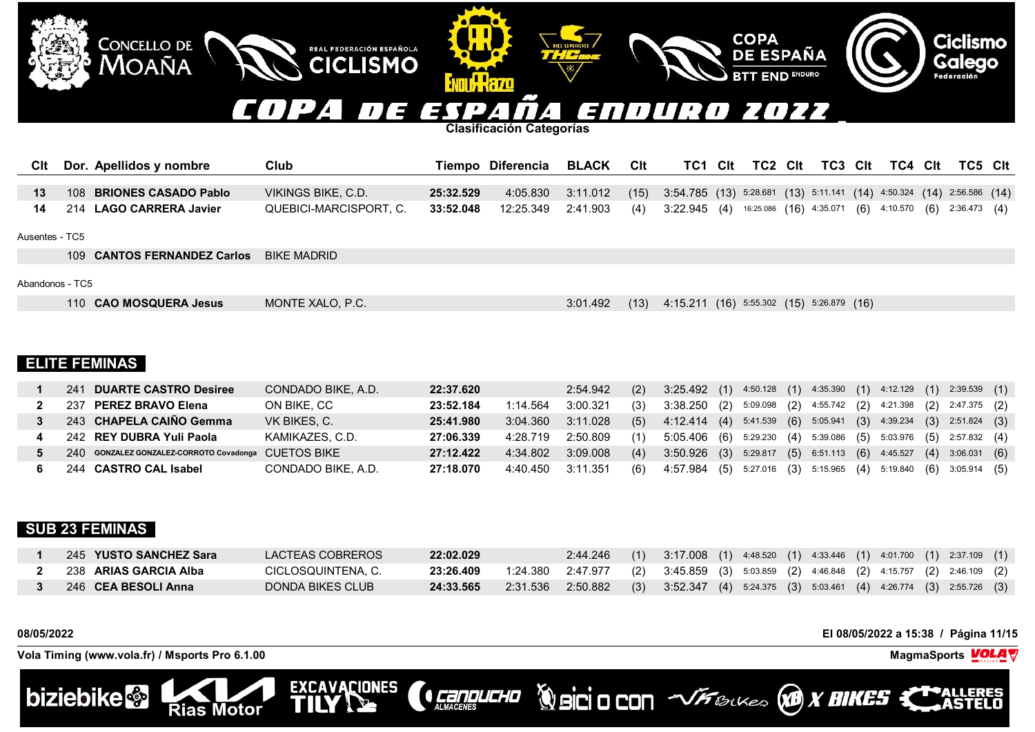# COPA DE ESPAÑA ENDURO 2022

**Clasificación Categorías**

| Clt | Dor. | Apellidos y nombre | Club | Tiempo | Diferencia | BLACK | Clt | TC1 | Clt | TC2 | Clt | TC3 | Clt | TC4 | Clt | TC5 | Clt |
|---|---|---|---|---|---|---|---|---|---|---|---|---|---|---|---|---|---|
| **13** | 108 | **BRIONES CASADO Pablo** | VIKINGS BIKE, C.D. | **25:32.529** | 4:05.830 | 3:11.012 | (15) | 3:54.785 | (13) | 5:28.681 | (13) | 5:11.141 | (14) | 4:50.324 | (14) | 2:56.586 | (14) |
| **14** | 214 | **LAGO CARRERA Javier** | QUEBICI-MARCISPORT, C. | **33:52.048** | 12:25.349 | 2:41.903 | (4) | 3:22.945 | (4) | 16:25.086 | (16) | 4:35.071 | (6) | 4:10.570 | (6) | 2:36.473 | (4) |

Ausentes - TC5

| Clt | Dor. | Apellidos y nombre | Club | Tiempo | Diferencia | BLACK | Clt | TC1 | Clt | TC2 | Clt | TC3 | Clt | TC4 | Clt | TC5 | Clt |
|---|---|---|---|---|---|---|---|---|---|---|---|---|---|---|---|---|---|
| | 109 | **CANTOS FERNANDEZ Carlos** | BIKE MADRID | | | | | | | | | | | | | | |

Abandonos - TC5

| Clt | Dor. | Apellidos y nombre | Club | Tiempo | Diferencia | BLACK | Clt | TC1 | Clt | TC2 | Clt | TC3 | Clt | TC4 | Clt | TC5 | Clt |
|---|---|---|---|---|---|---|---|---|---|---|---|---|---|---|---|---|---|
| | 110 | **CAO MOSQUERA Jesus** | MONTE XALO, P.C. | | | 3:01.492 | (13) | 4:15.211 | (16) | 5:55.302 | (15) | 5:26.879 | (16) | | | | |

## ELITE FEMINAS

| Clt | Dor. | Apellidos y nombre | Club | Tiempo | Diferencia | BLACK | Clt | TC1 | Clt | TC2 | Clt | TC3 | Clt | TC4 | Clt | TC5 | Clt |
|---|---|---|---|---|---|---|---|---|---|---|---|---|---|---|---|---|---|
| **1** | 241 | **DUARTE CASTRO Desiree** | CONDADO BIKE, A.D. | **22:37.620** | | 2:54.942 | (2) | 3:25.492 | (1) | 4:50.128 | (1) | 4:35.390 | (1) | 4:12.129 | (1) | 2:39.539 | (1) |
| **2** | 237 | **PEREZ BRAVO Elena** | ON BIKE, CC | **23:52.184** | 1:14.564 | 3:00.321 | (3) | 3:38.250 | (2) | 5:09.098 | (2) | 4:55.742 | (2) | 4:21.398 | (2) | 2:47.375 | (2) |
| **3** | 243 | **CHAPELA CAIÑO Gemma** | VK BIKES, C. | **25:41.980** | 3:04.360 | 3:11.028 | (5) | 4:12.414 | (4) | 5:41.539 | (6) | 5:05.941 | (3) | 4:39.234 | (3) | 2:51.824 | (3) |
| **4** | 242 | **REY DUBRA Yuli Paola** | KAMIKAZES, C.D. | **27:06.339** | 4:28.719 | 2:50.809 | (1) | 5:05.406 | (6) | 5:29.230 | (4) | 5:39.086 | (5) | 5:03.976 | (5) | 2:57.832 | (4) |
| **5** | 240 | **GONZALEZ GONZALEZ-CORROTO Covadonga** | CUETOS BIKE | **27:12.422** | 4:34.802 | 3:09.008 | (4) | 3:50.926 | (3) | 5:29.817 | (5) | 6:51.113 | (6) | 4:45.527 | (4) | 3:06.031 | (6) |
| **6** | 244 | **CASTRO CAL Isabel** | CONDADO BIKE, A.D. | **27:18.070** | 4:40.450 | 3:11.351 | (6) | 4:57.984 | (5) | 5:27.016 | (3) | 5:15.965 | (4) | 5:19.840 | (6) | 3:05.914 | (5) |

## SUB 23 FEMINAS

| Clt | Dor. | Apellidos y nombre | Club | Tiempo | Diferencia | BLACK | Clt | TC1 | Clt | TC2 | Clt | TC3 | Clt | TC4 | Clt | TC5 | Clt |
|---|---|---|---|---|---|---|---|---|---|---|---|---|---|---|---|---|---|
| **1** | 245 | **YUSTO SANCHEZ Sara** | LACTEAS COBREROS | **22:02.029** | | 2:44.246 | (1) | 3:17.008 | (1) | 4:48.520 | (1) | 4:33.446 | (1) | 4:01.700 | (1) | 2:37.109 | (1) |
| **2** | 238 | **ARIAS GARCIA Alba** | CICLOSQUINTENA, C. | **23:26.409** | 1:24.380 | 2:47.977 | (2) | 3:45.859 | (3) | 5:03.859 | (2) | 4:46.848 | (2) | 4:15.757 | (2) | 2:46.109 | (2) |
| **3** | 246 | **CEA BESOLI Anna** | DONDA BIKES CLUB | **24:33.565** | 2:31.536 | 2:50.882 | (3) | 3:52.347 | (4) | 5:24.375 | (3) | 5:03.461 | (4) | 4:26.774 | (3) | 2:55.726 | (3) |

**08/05/2022** **El 08/05/2022 a 15:38**

**Vola Timing (www.vola.fr) / Msports Pro 6.1.00** **MagmaSports**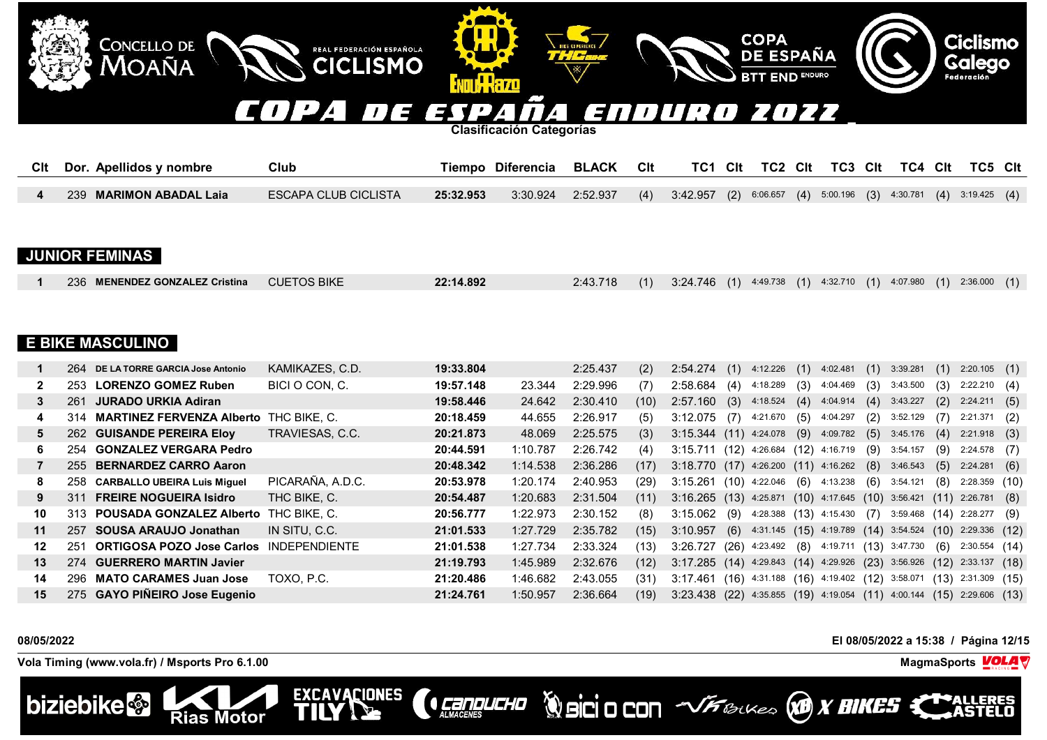# COPA DE ESPAÑA ENDURO 2022

Clasificación Categorías

| Clt | Dor. | Apellidos y nombre | Club | Tiempo | Diferencia | BLACK | Clt | TC1 | Clt | TC2 | Clt | TC3 | Clt | TC4 | Clt | TC5 | Clt |
|---|---|---|---|---|---|---|---|---|---|---|---|---|---|---|---|---|---|
| 4 | 239 | **MARIMON ABADAL Laia** | ESCAPA CLUB CICLISTA | **25:32.953** | 3:30.924 | 2:52.937 | (4) | 3:42.957 | (2) | 6:06.657 | (4) | 5:00.196 | (3) | 4:30.781 | (4) | 3:19.425 | (4) |

## JUNIOR FEMINAS

| Clt | Dor. | Apellidos y nombre | Club | Tiempo | Diferencia | BLACK | Clt | TC1 | Clt | TC2 | Clt | TC3 | Clt | TC4 | Clt | TC5 | Clt |
|---|---|---|---|---|---|---|---|---|---|---|---|---|---|---|---|---|---|
| 1 | 236 | **MENENDEZ GONZALEZ Cristina** | CUETOS BIKE | **22:14.892** | | 2:43.718 | (1) | 3:24.746 | (1) | 4:49.738 | (1) | 4:32.710 | (1) | 4:07.980 | (1) | 2:36.000 | (1) |

## E BIKE MASCULINO

| Clt | Dor. | Apellidos y nombre | Club | Tiempo | Diferencia | BLACK | Clt | TC1 | Clt | TC2 | Clt | TC3 | Clt | TC4 | Clt | TC5 | Clt |
|---|---|---|---|---|---|---|---|---|---|---|---|---|---|---|---|---|---|
| 1 | 264 | **DE LA TORRE GARCIA Jose Antonio** | KAMIKAZES, C.D. | **19:33.804** | | 2:25.437 | (2) | 2:54.274 | (1) | 4:12.226 | (1) | 4:02.481 | (1) | 3:39.281 | (1) | 2:20.105 | (1) |
| 2 | 253 | **LORENZO GOMEZ Ruben** | BICI O CON, C. | **19:57.148** | 23.344 | 2:29.996 | (7) | 2:58.684 | (4) | 4:18.289 | (3) | 4:04.469 | (3) | 3:43.500 | (3) | 2:22.210 | (4) |
| 3 | 261 | **JURADO URKIA Adiran** | | **19:58.446** | 24.642 | 2:30.410 | (10) | 2:57.160 | (3) | 4:18.524 | (4) | 4:04.914 | (4) | 3:43.227 | (2) | 2:24.211 | (5) |
| 4 | 314 | **MARTINEZ FERVENZA Alberto** | THC BIKE, C. | **20:18.459** | 44.655 | 2:26.917 | (5) | 3:12.075 | (7) | 4:21.670 | (5) | 4:04.297 | (2) | 3:52.129 | (7) | 2:21.371 | (2) |
| 5 | 262 | **GUISANDE PEREIRA Eloy** | TRAVIESAS, C.C. | **20:21.873** | 48.069 | 2:25.575 | (3) | 3:15.344 | (11) | 4:24.078 | (9) | 4:09.782 | (5) | 3:45.176 | (4) | 2:21.918 | (3) |
| 6 | 254 | **GONZALEZ VERGARA Pedro** | | **20:44.591** | 1:10.787 | 2:26.742 | (4) | 3:15.711 | (12) | 4:26.684 | (12) | 4:16.719 | (9) | 3:54.157 | (9) | 2:24.578 | (7) |
| 7 | 255 | **BERNARDEZ CARRO Aaron** | | **20:48.342** | 1:14.538 | 2:36.286 | (17) | 3:18.770 | (17) | 4:26.200 | (11) | 4:16.262 | (8) | 3:46.543 | (5) | 2:24.281 | (6) |
| 8 | 258 | **CARBALLO UBEIRA Luis Miguel** | PICARAÑA, A.D.C. | **20:53.978** | 1:20.174 | 2:40.953 | (29) | 3:15.261 | (10) | 4:22.046 | (6) | 4:13.238 | (6) | 3:54.121 | (8) | 2:28.359 | (10) |
| 9 | 311 | **FREIRE NOGUEIRA Isidro** | THC BIKE, C. | **20:54.487** | 1:20.683 | 2:31.504 | (11) | 3:16.265 | (13) | 4:25.871 | (10) | 4:17.645 | (10) | 3:56.421 | (11) | 2:26.781 | (8) |
| 10 | 313 | **POUSADA GONZALEZ Alberto** | THC BIKE, C. | **20:56.777** | 1:22.973 | 2:30.152 | (8) | 3:15.062 | (9) | 4:28.388 | (13) | 4:15.430 | (7) | 3:59.468 | (14) | 2:28.277 | (9) |
| 11 | 257 | **SOUSA ARAUJO Jonathan** | IN SITU, C.C. | **21:01.533** | 1:27.729 | 2:35.782 | (15) | 3:10.957 | (6) | 4:31.145 | (15) | 4:19.789 | (14) | 3:54.524 | (10) | 2:29.336 | (12) |
| 12 | 251 | **ORTIGOSA POZO Jose Carlos** | INDEPENDIENTE | **21:01.538** | 1:27.734 | 2:33.324 | (13) | 3:26.727 | (26) | 4:23.492 | (8) | 4:19.711 | (13) | 3:47.730 | (6) | 2:30.554 | (14) |
| 13 | 274 | **GUERRERO MARTIN Javier** | | **21:19.793** | 1:45.989 | 2:32.676 | (12) | 3:17.285 | (14) | 4:29.843 | (14) | 4:29.926 | (23) | 3:56.926 | (12) | 2:33.137 | (18) |
| 14 | 296 | **MATO CARAMES Juan Jose** | TOXO, P.C. | **21:20.486** | 1:46.682 | 2:43.055 | (31) | 3:17.461 | (16) | 4:31.188 | (16) | 4:19.402 | (12) | 3:58.071 | (13) | 2:31.309 | (15) |
| 15 | 275 | **GAYO PIÑEIRO Jose Eugenio** | | **21:24.761** | 1:50.957 | 2:36.664 | (19) | 3:23.438 | (22) | 4:35.855 | (19) | 4:19.054 | (11) | 4:00.144 | (15) | 2:29.606 | (13) |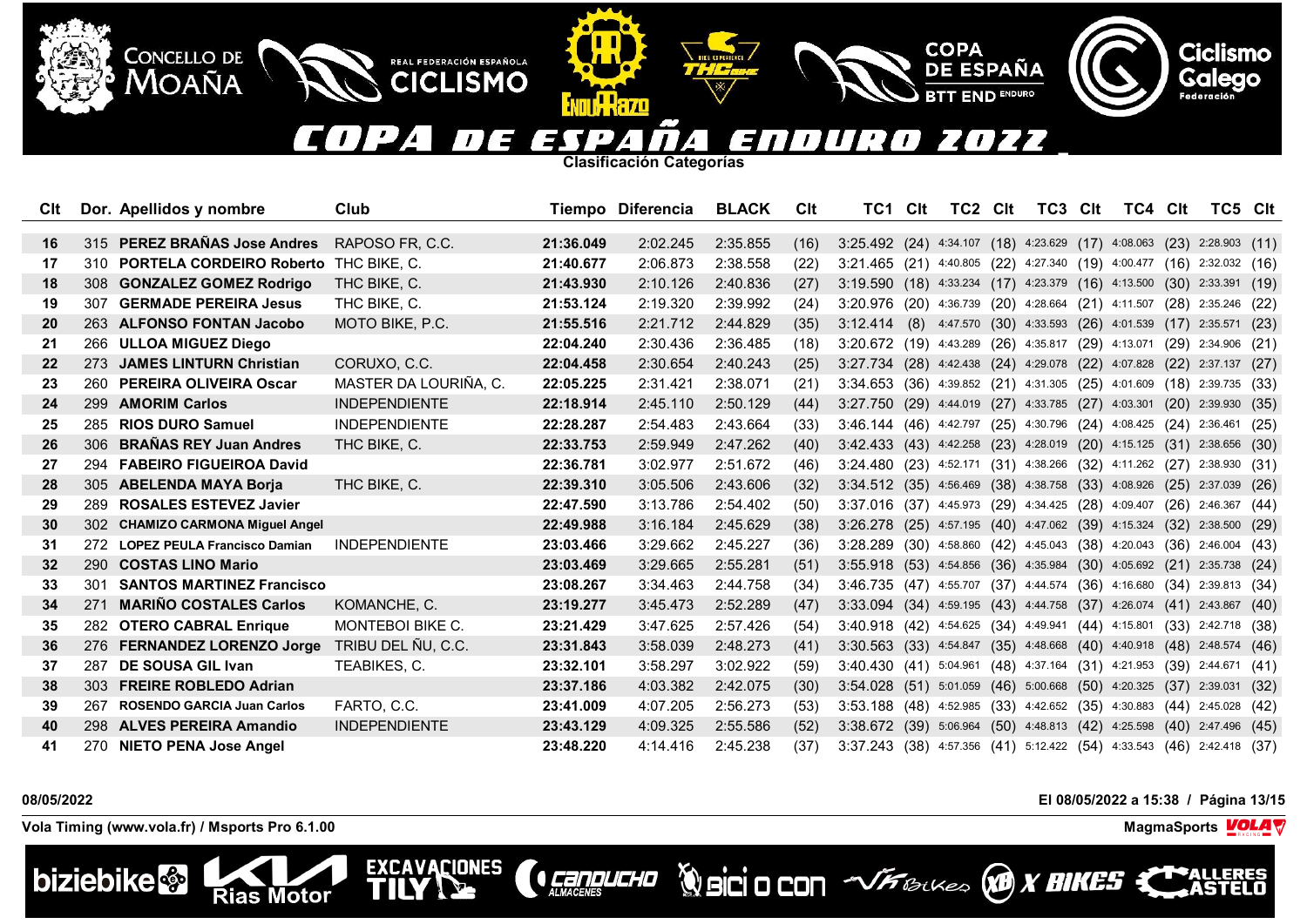# COPA DE ESPAÑA ENDURO 2022

**Clasificación Categorías**

| Clt | Dor. | Apellidos y nombre | Club | Tiempo | Diferencia | BLACK | Clt | TC1 | Clt | TC2 | Clt | TC3 | Clt | TC4 | Clt | TC5 | Clt |
|---|---|---|---|---|---|---|---|---|---|---|---|---|---|---|---|---|---|
| 16 | 315 | **PEREZ BRAÑAS Jose Andres** | RAPOSO FR, C.C. | **21:36.049** | 2:02.245 | 2:35.855 | (16) | 3:25.492 | (24) | 4:34.107 | (18) | 4:23.629 | (17) | 4:08.063 | (23) | 2:28.903 | (11) |
| 17 | 310 | **PORTELA CORDEIRO Roberto** | THC BIKE, C. | **21:40.677** | 2:06.873 | 2:38.558 | (22) | 3:21.465 | (21) | 4:40.805 | (22) | 4:27.340 | (19) | 4:00.477 | (16) | 2:32.032 | (16) |
| 18 | 308 | **GONZALEZ GOMEZ Rodrigo** | THC BIKE, C. | **21:43.930** | 2:10.126 | 2:40.836 | (27) | 3:19.590 | (18) | 4:33.234 | (17) | 4:23.379 | (16) | 4:13.500 | (30) | 2:33.391 | (19) |
| 19 | 307 | **GERMADE PEREIRA Jesus** | THC BIKE, C. | **21:53.124** | 2:19.320 | 2:39.992 | (24) | 3:20.976 | (20) | 4:36.739 | (20) | 4:28.664 | (21) | 4:11.507 | (28) | 2:35.246 | (22) |
| 20 | 263 | **ALFONSO FONTAN Jacobo** | MOTO BIKE, P.C. | **21:55.516** | 2:21.712 | 2:44.829 | (35) | 3:12.414 | (8) | 4:47.570 | (30) | 4:33.593 | (26) | 4:01.539 | (17) | 2:35.571 | (23) |
| 21 | 266 | **ULLOA MIGUEZ Diego** | | **22:04.240** | 2:30.436 | 2:36.485 | (18) | 3:20.672 | (19) | 4:43.289 | (26) | 4:35.817 | (29) | 4:13.071 | (29) | 2:34.906 | (21) |
| 22 | 273 | **JAMES LINTURN Christian** | CORUXO, C.C. | **22:04.458** | 2:30.654 | 2:40.243 | (25) | 3:27.734 | (28) | 4:42.438 | (24) | 4:29.078 | (22) | 4:07.828 | (22) | 2:37.137 | (27) |
| 23 | 260 | **PEREIRA OLIVEIRA Oscar** | MASTER DA LOURIÑA, C. | **22:05.225** | 2:31.421 | 2:38.071 | (21) | 3:34.653 | (36) | 4:39.852 | (21) | 4:31.305 | (25) | 4:01.609 | (18) | 2:39.735 | (33) |
| 24 | 299 | **AMORIM Carlos** | INDEPENDIENTE | **22:18.914** | 2:45.110 | 2:50.129 | (44) | 3:27.750 | (29) | 4:44.019 | (27) | 4:33.785 | (27) | 4:03.301 | (20) | 2:39.930 | (35) |
| 25 | 285 | **RIOS DURO Samuel** | INDEPENDIENTE | **22:28.287** | 2:54.483 | 2:43.664 | (33) | 3:46.144 | (46) | 4:42.797 | (25) | 4:30.796 | (24) | 4:08.425 | (24) | 2:36.461 | (25) |
| 26 | 306 | **BRAÑAS REY Juan Andres** | THC BIKE, C. | **22:33.753** | 2:59.949 | 2:47.262 | (40) | 3:42.433 | (43) | 4:42.258 | (23) | 4:28.019 | (20) | 4:15.125 | (31) | 2:38.656 | (30) |
| 27 | 294 | **FABEIRO FIGUEIROA David** | | **22:36.781** | 3:02.977 | 2:51.672 | (46) | 3:24.480 | (23) | 4:52.171 | (31) | 4:38.266 | (32) | 4:11.262 | (27) | 2:38.930 | (31) |
| 28 | 305 | **ABELENDA MAYA Borja** | THC BIKE, C. | **22:39.310** | 3:05.506 | 2:43.606 | (32) | 3:34.512 | (35) | 4:56.469 | (38) | 4:38.758 | (33) | 4:08.926 | (25) | 2:37.039 | (26) |
| 29 | 289 | **ROSALES ESTEVEZ Javier** | | **22:47.590** | 3:13.786 | 2:54.402 | (50) | 3:37.016 | (37) | 4:45.973 | (29) | 4:34.425 | (28) | 4:09.407 | (26) | 2:46.367 | (44) |
| 30 | 302 | **CHAMIZO CARMONA Miguel Angel** | | **22:49.988** | 3:16.184 | 2:45.629 | (38) | 3:26.278 | (25) | 4:57.195 | (40) | 4:47.062 | (39) | 4:15.324 | (32) | 2:38.500 | (29) |
| 31 | 272 | **LOPEZ PEULA Francisco Damian** | INDEPENDIENTE | **23:03.466** | 3:29.662 | 2:45.227 | (36) | 3:28.289 | (30) | 4:58.860 | (42) | 4:45.043 | (38) | 4:20.043 | (36) | 2:46.004 | (43) |
| 32 | 290 | **COSTAS LINO Mario** | | **23:03.469** | 3:29.665 | 2:55.281 | (51) | 3:55.918 | (53) | 4:54.856 | (36) | 4:35.984 | (30) | 4:05.692 | (21) | 2:35.738 | (24) |
| 33 | 301 | **SANTOS MARTINEZ Francisco** | | **23:08.267** | 3:34.463 | 2:44.758 | (34) | 3:46.735 | (47) | 4:55.707 | (37) | 4:44.574 | (36) | 4:16.680 | (34) | 2:39.813 | (34) |
| 34 | 271 | **MARIÑO COSTALES Carlos** | KOMANCHE, C. | **23:19.277** | 3:45.473 | 2:52.289 | (47) | 3:33.094 | (34) | 4:59.195 | (43) | 4:44.758 | (37) | 4:26.074 | (41) | 2:43.867 | (40) |
| 35 | 282 | **OTERO CABRAL Enrique** | MONTEBOI BIKE C. | **23:21.429** | 3:47.625 | 2:57.426 | (54) | 3:40.918 | (42) | 4:54.625 | (34) | 4:49.941 | (44) | 4:15.801 | (33) | 2:42.718 | (38) |
| 36 | 276 | **FERNANDEZ LORENZO Jorge** | TRIBU DEL ÑU, C.C. | **23:31.843** | 3:58.039 | 2:48.273 | (41) | 3:30.563 | (33) | 4:54.847 | (35) | 4:48.668 | (40) | 4:40.918 | (48) | 2:48.574 | (46) |
| 37 | 287 | **DE SOUSA GIL Ivan** | TEABIKES, C. | **23:32.101** | 3:58.297 | 3:02.922 | (59) | 3:40.430 | (41) | 5:04.961 | (48) | 4:37.164 | (31) | 4:21.953 | (39) | 2:44.671 | (41) |
| 38 | 303 | **FREIRE ROBLEDO Adrian** | | **23:37.186** | 4:03.382 | 2:42.075 | (30) | 3:54.028 | (51) | 5:01.059 | (46) | 5:00.668 | (50) | 4:20.325 | (37) | 2:39.031 | (32) |
| 39 | 267 | **ROSENDO GARCIA Juan Carlos** | FARTO, C.C. | **23:41.009** | 4:07.205 | 2:56.273 | (53) | 3:53.188 | (48) | 4:52.985 | (33) | 4:42.652 | (35) | 4:30.883 | (44) | 2:45.028 | (42) |
| 40 | 298 | **ALVES PEREIRA Amandio** | INDEPENDIENTE | **23:43.129** | 4:09.325 | 2:55.586 | (52) | 3:38.672 | (39) | 5:06.964 | (50) | 4:48.813 | (42) | 4:25.598 | (40) | 2:47.496 | (45) |
| 41 | 270 | **NIETO PENA Jose Angel** | | **23:48.220** | 4:14.416 | 2:45.238 | (37) | 3:37.243 | (38) | 4:57.356 | (41) | 5:12.422 | (54) | 4:33.543 | (46) | 2:42.418 | (37) |

08/05/2022 — El 08/05/2022 a 15:38

Vola Timing (www.vola.fr) / Msports Pro 6.1.00 — MagmaSports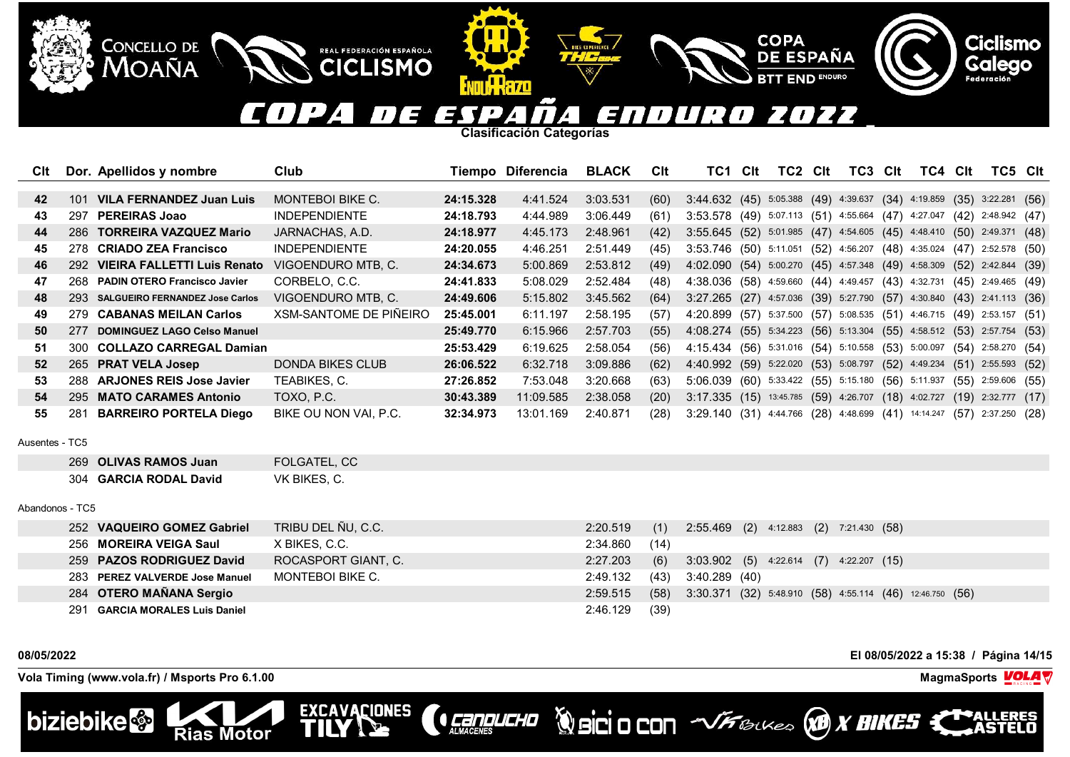# COPA DE ESPAÑA ENDURO 2022

**Clasificación Categorías**

| Clt | Dor. | Apellidos y nombre | Club | Tiempo | Diferencia | BLACK | Clt | TC1 | Clt | TC2 | Clt | TC3 | Clt | TC4 | Clt | TC5 | Clt |
|---|---|---|---|---|---|---|---|---|---|---|---|---|---|---|---|---|---|
| 42 | 101 | VILA FERNANDEZ Juan Luis | MONTEBOI BIKE C. | 24:15.328 | 4:41.524 | 3:03.531 | (60) | 3:44.632 | (45) | 5:05.388 | (49) | 4:39.637 | (34) | 4:19.859 | (35) | 3:22.281 | (56) |
| 43 | 297 | PEREIRAS Joao | INDEPENDIENTE | 24:18.793 | 4:44.989 | 3:06.449 | (61) | 3:53.578 | (49) | 5:07.113 | (51) | 4:55.664 | (47) | 4:27.047 | (42) | 2:48.942 | (47) |
| 44 | 286 | TORREIRA VAZQUEZ Mario | JARNACHAS, A.D. | 24:18.977 | 4:45.173 | 2:48.961 | (42) | 3:55.645 | (52) | 5:01.985 | (47) | 4:54.605 | (45) | 4:48.410 | (50) | 2:49.371 | (48) |
| 45 | 278 | CRIADO ZEA Francisco | INDEPENDIENTE | 24:20.055 | 4:46.251 | 2:51.449 | (45) | 3:53.746 | (50) | 5:11.051 | (52) | 4:56.207 | (48) | 4:35.024 | (47) | 2:52.578 | (50) |
| 46 | 292 | VIEIRA FALLETTI Luis Renato | VIGOENDURO MTB, C. | 24:34.673 | 5:00.869 | 2:53.812 | (49) | 4:02.090 | (54) | 5:00.270 | (45) | 4:57.348 | (49) | 4:58.309 | (52) | 2:42.844 | (39) |
| 47 | 268 | PADIN OTERO Francisco Javier | CORBELO, C.C. | 24:41.833 | 5:08.029 | 2:52.484 | (48) | 4:38.036 | (58) | 4:59.660 | (44) | 4:49.457 | (43) | 4:32.731 | (45) | 2:49.465 | (49) |
| 48 | 293 | SALGUEIRO FERNANDEZ Jose Carlos | VIGOENDURO MTB, C. | 24:49.606 | 5:15.802 | 3:45.562 | (64) | 3:27.265 | (27) | 4:57.036 | (39) | 5:27.790 | (57) | 4:30.840 | (43) | 2:41.113 | (36) |
| 49 | 279 | CABANAS MEILAN Carlos | XSM-SANTOME DE PIÑEIRO | 25:45.001 | 6:11.197 | 2:58.195 | (57) | 4:20.899 | (57) | 5:37.500 | (57) | 5:08.535 | (51) | 4:46.715 | (49) | 2:53.157 | (51) |
| 50 | 277 | DOMINGUEZ LAGO Celso Manuel | | 25:49.770 | 6:15.966 | 2:57.703 | (55) | 4:08.274 | (55) | 5:34.223 | (56) | 5:13.304 | (55) | 4:58.512 | (53) | 2:57.754 | (53) |
| 51 | 300 | COLLAZO CARREGAL Damian | | 25:53.429 | 6:19.625 | 2:58.054 | (56) | 4:15.434 | (56) | 5:31.016 | (54) | 5:10.558 | (53) | 5:00.097 | (54) | 2:58.270 | (54) |
| 52 | 265 | PRAT VELA Josep | DONDA BIKES CLUB | 26:06.522 | 6:32.718 | 3:09.886 | (62) | 4:40.992 | (59) | 5:22.020 | (53) | 5:08.797 | (52) | 4:49.234 | (51) | 2:55.593 | (52) |
| 53 | 288 | ARJONES REIS Jose Javier | TEABIKES, C. | 27:26.852 | 7:53.048 | 3:20.668 | (63) | 5:06.039 | (60) | 5:33.422 | (55) | 5:15.180 | (56) | 5:11.937 | (55) | 2:59.606 | (55) |
| 54 | 295 | MATO CARAMES Antonio | TOXO, P.C. | 30:43.389 | 11:09.585 | 2:38.058 | (20) | 3:17.335 | (15) | 13:45.785 | (59) | 4:26.707 | (18) | 4:02.727 | (19) | 2:32.777 | (17) |
| 55 | 281 | BARREIRO PORTELA Diego | BIKE OU NON VAI, P.C. | 32:34.973 | 13:01.169 | 2:40.871 | (28) | 3:29.140 | (31) | 4:44.766 | (28) | 4:48.699 | (41) | 14:14.247 | (57) | 2:37.250 | (28) |

Ausentes - TC5

| Dor. | Apellidos y nombre | Club |
|---|---|---|
| 269 | OLIVAS RAMOS Juan | FOLGATEL, CC |
| 304 | GARCIA RODAL David | VK BIKES, C. |

Abandonos - TC5

| Dor. | Apellidos y nombre | Club | BLACK | Clt | TC1 | Clt | TC2 | Clt | TC3 | Clt | TC4 | Clt |
|---|---|---|---|---|---|---|---|---|---|---|---|---|
| 252 | VAQUEIRO GOMEZ Gabriel | TRIBU DEL ÑU, C.C. | 2:20.519 | (1) | 2:55.469 | (2) | 4:12.883 | (2) | 7:21.430 | (58) | | |
| 256 | MOREIRA VEIGA Saul | X BIKES, C.C. | 2:34.860 | (14) | | | | | | | | |
| 259 | PAZOS RODRIGUEZ David | ROCASPORT GIANT, C. | 2:27.203 | (6) | 3:03.902 | (5) | 4:22.614 | (7) | 4:22.207 | (15) | | |
| 283 | PEREZ VALVERDE Jose Manuel | MONTEBOI BIKE C. | 2:49.132 | (43) | 3:40.289 | (40) | | | | | | |
| 284 | OTERO MAÑANA Sergio | | 2:59.515 | (58) | 3:30.371 | (32) | 5:48.910 | (58) | 4:55.114 | (46) | 12:46.750 | (56) |
| 291 | GARCIA MORALES Luis Daniel | | 2:46.129 | (39) | | | | | | | | |

08/05/2022 — El 08/05/2022 a 15:38 / Página 14/15

Vola Timing (www.vola.fr) / Msports Pro 6.1.00 — MagmaSports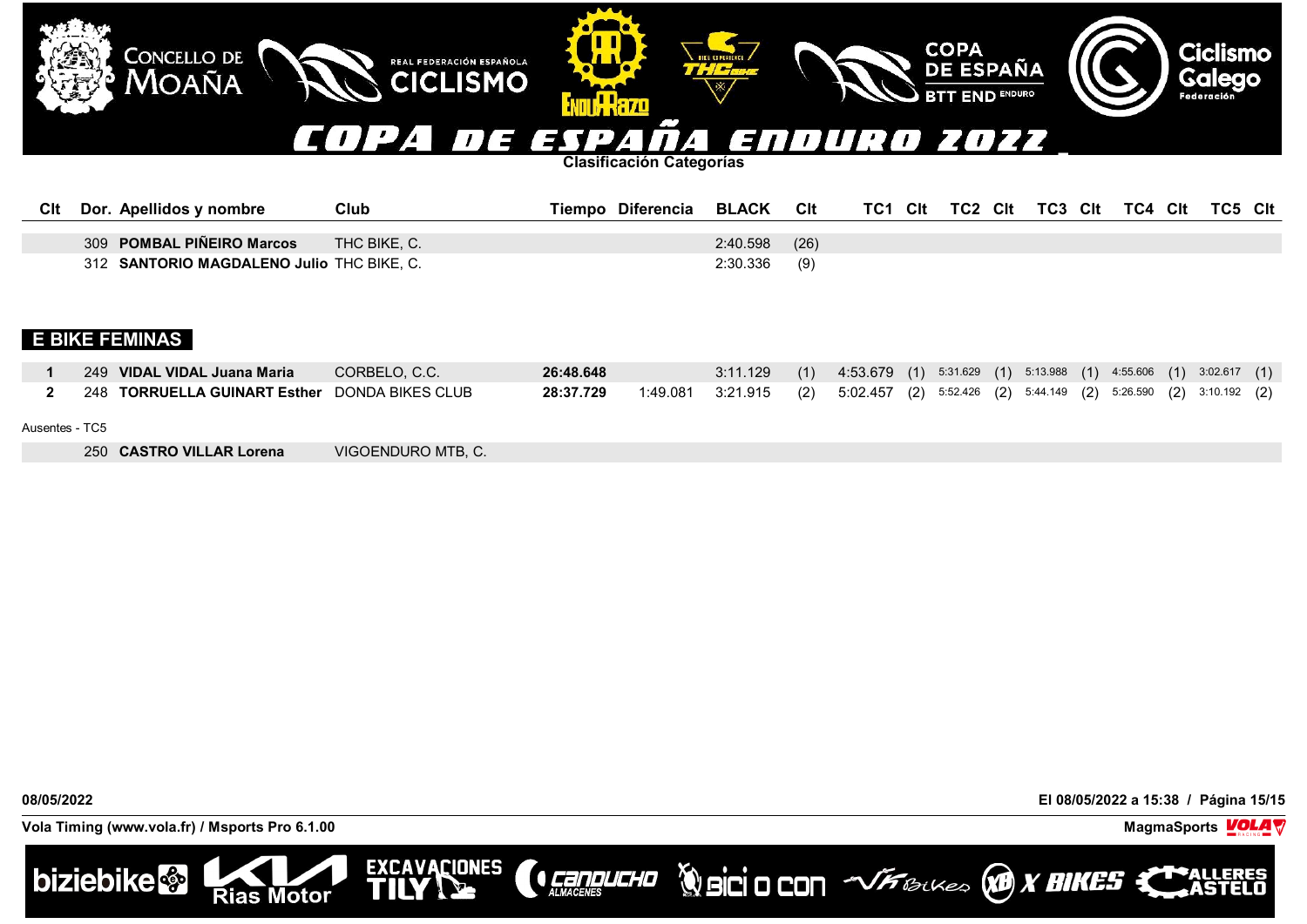# COPA DE ESPAÑA ENDURO 2022

Clasificación Categorías

| Clt | Dor. | Apellidos y nombre | Club | Tiempo | Diferencia | BLACK | Clt | TC1 | Clt | TC2 | Clt | TC3 | Clt | TC4 | Clt | TC5 | Clt |
|---|---|---|---|---|---|---|---|---|---|---|---|---|---|---|---|---|---|
| | 309 | **POMBAL PIÑEIRO Marcos** | THC BIKE, C. | | | 2:40.598 | (26) | | | | | | | | | | |
| | 312 | **SANTORIO MAGDALENO Julio** | THC BIKE, C. | | | 2:30.336 | (9) | | | | | | | | | | |

## E BIKE FEMINAS

| Clt | Dor. | Apellidos y nombre | Club | Tiempo | Diferencia | BLACK | Clt | TC1 | Clt | TC2 | Clt | TC3 | Clt | TC4 | Clt | TC5 | Clt |
|---|---|---|---|---|---|---|---|---|---|---|---|---|---|---|---|---|---|
| **1** | 249 | **VIDAL VIDAL Juana Maria** | CORBELO, C.C. | **26:48.648** | | 3:11.129 | (1) | 4:53.679 | (1) | 5:31.629 | (1) | 5:13.988 | (1) | 4:55.606 | (1) | 3:02.617 | (1) |
| **2** | 248 | **TORRUELLA GUINART Esther** | DONDA BIKES CLUB | **28:37.729** | 1:49.081 | 3:21.915 | (2) | 5:02.457 | (2) | 5:52.426 | (2) | 5:44.149 | (2) | 5:26.590 | (2) | 3:10.192 | (2) |

Ausentes - TC5

| Dor. | Apellidos y nombre | Club |
|---|---|---|
| 250 | **CASTRO VILLAR Lorena** | VIGOENDURO MTB, C. |

08/05/2022 — El 08/05/2022 a 15:38

Vola Timing (www.vola.fr) / Msports Pro 6.1.00 — MagmaSports